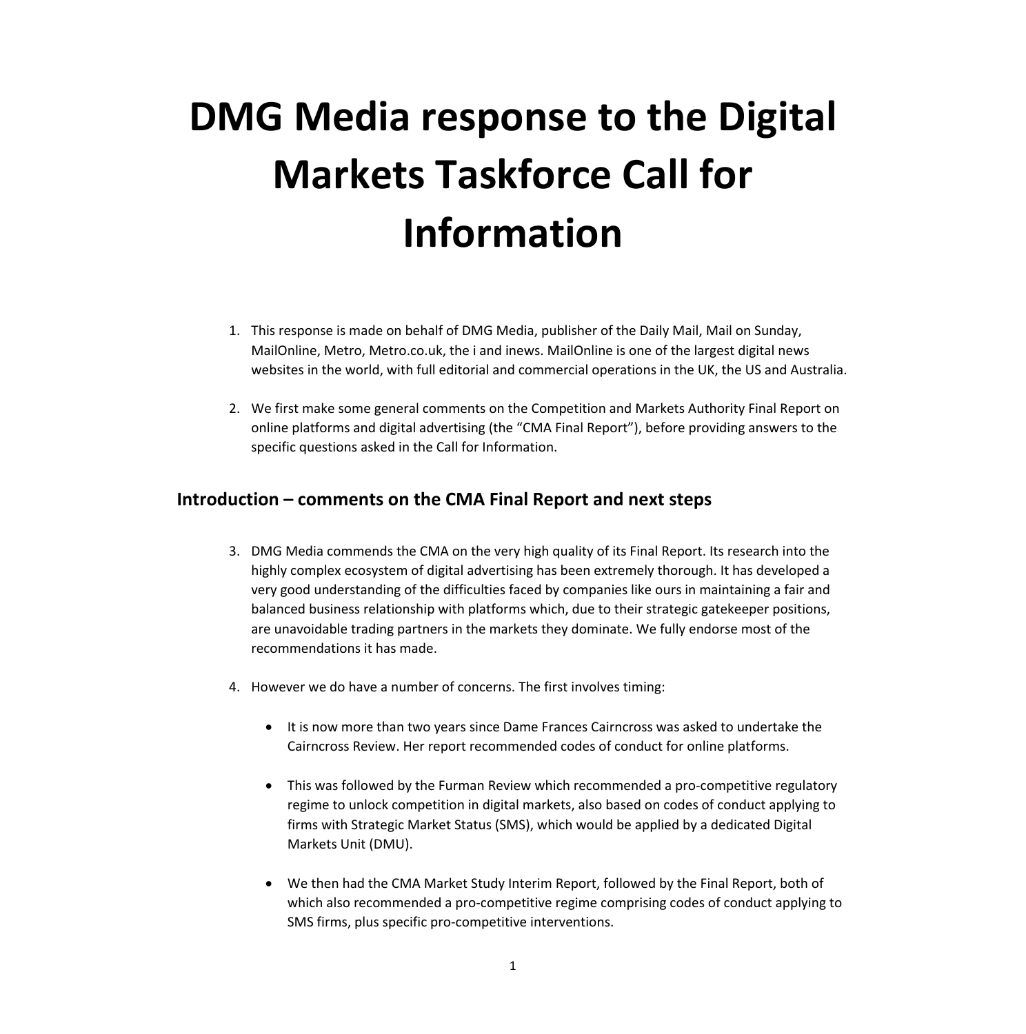# DMG Media response to the Digital Markets Taskforce Call for Information

1. This response is made on behalf of DMG Media, publisher of the Daily Mail, Mail on Sunday, MailOnline, Metro, Metro.co.uk, the i and inews. MailOnline is one of the largest digital news websites in the world, with full editorial and commercial operations in the UK, the US and Australia.

2. We first make some general comments on the Competition and Markets Authority Final Report on online platforms and digital advertising (the "CMA Final Report"), before providing answers to the specific questions asked in the Call for Information.

## Introduction – comments on the CMA Final Report and next steps

3. DMG Media commends the CMA on the very high quality of its Final Report. Its research into the highly complex ecosystem of digital advertising has been extremely thorough. It has developed a very good understanding of the difficulties faced by companies like ours in maintaining a fair and balanced business relationship with platforms which, due to their strategic gatekeeper positions, are unavoidable trading partners in the markets they dominate. We fully endorse most of the recommendations it has made.

4. However we do have a number of concerns. The first involves timing:

    - It is now more than two years since Dame Frances Cairncross was asked to undertake the Cairncross Review. Her report recommended codes of conduct for online platforms.

    - This was followed by the Furman Review which recommended a pro-competitive regulatory regime to unlock competition in digital markets, also based on codes of conduct applying to firms with Strategic Market Status (SMS), which would be applied by a dedicated Digital Markets Unit (DMU).

    - We then had the CMA Market Study Interim Report, followed by the Final Report, both of which also recommended a pro-competitive regime comprising codes of conduct applying to SMS firms, plus specific pro-competitive interventions.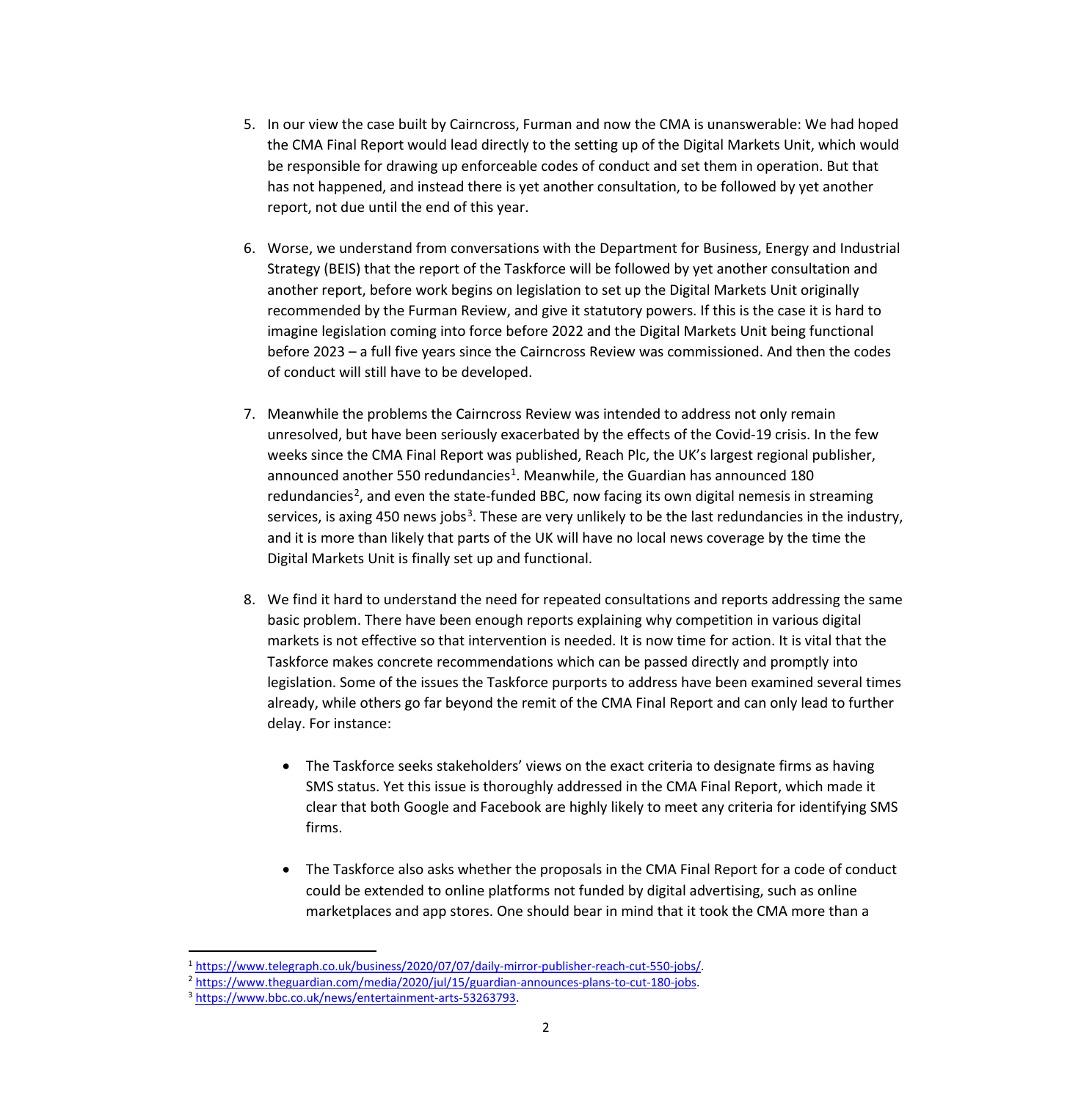5. In our view the case built by Cairncross, Furman and now the CMA is unanswerable: We had hoped the CMA Final Report would lead directly to the setting up of the Digital Markets Unit, which would be responsible for drawing up enforceable codes of conduct and set them in operation. But that has not happened, and instead there is yet another consultation, to be followed by yet another report, not due until the end of this year.

6. Worse, we understand from conversations with the Department for Business, Energy and Industrial Strategy (BEIS) that the report of the Taskforce will be followed by yet another consultation and another report, before work begins on legislation to set up the Digital Markets Unit originally recommended by the Furman Review, and give it statutory powers. If this is the case it is hard to imagine legislation coming into force before 2022 and the Digital Markets Unit being functional before 2023 – a full five years since the Cairncross Review was commissioned. And then the codes of conduct will still have to be developed.

7. Meanwhile the problems the Cairncross Review was intended to address not only remain unresolved, but have been seriously exacerbated by the effects of the Covid-19 crisis. In the few weeks since the CMA Final Report was published, Reach Plc, the UK's largest regional publisher, announced another 550 redundancies[1]. Meanwhile, the Guardian has announced 180 redundancies[2], and even the state-funded BBC, now facing its own digital nemesis in streaming services, is axing 450 news jobs[3]. These are very unlikely to be the last redundancies in the industry, and it is more than likely that parts of the UK will have no local news coverage by the time the Digital Markets Unit is finally set up and functional.

8. We find it hard to understand the need for repeated consultations and reports addressing the same basic problem. There have been enough reports explaining why competition in various digital markets is not effective so that intervention is needed. It is now time for action. It is vital that the Taskforce makes concrete recommendations which can be passed directly and promptly into legislation. Some of the issues the Taskforce purports to address have been examined several times already, while others go far beyond the remit of the CMA Final Report and can only lead to further delay. For instance:

   - The Taskforce seeks stakeholders' views on the exact criteria to designate firms as having SMS status. Yet this issue is thoroughly addressed in the CMA Final Report, which made it clear that both Google and Facebook are highly likely to meet any criteria for identifying SMS firms.

   - The Taskforce also asks whether the proposals in the CMA Final Report for a code of conduct could be extended to online platforms not funded by digital advertising, such as online marketplaces and app stores. One should bear in mind that it took the CMA more than a

---

[1] https://www.telegraph.co.uk/business/2020/07/07/daily-mirror-publisher-reach-cut-550-jobs/.

[2] https://www.theguardian.com/media/2020/jul/15/guardian-announces-plans-to-cut-180-jobs.

[3] https://www.bbc.co.uk/news/entertainment-arts-53263793.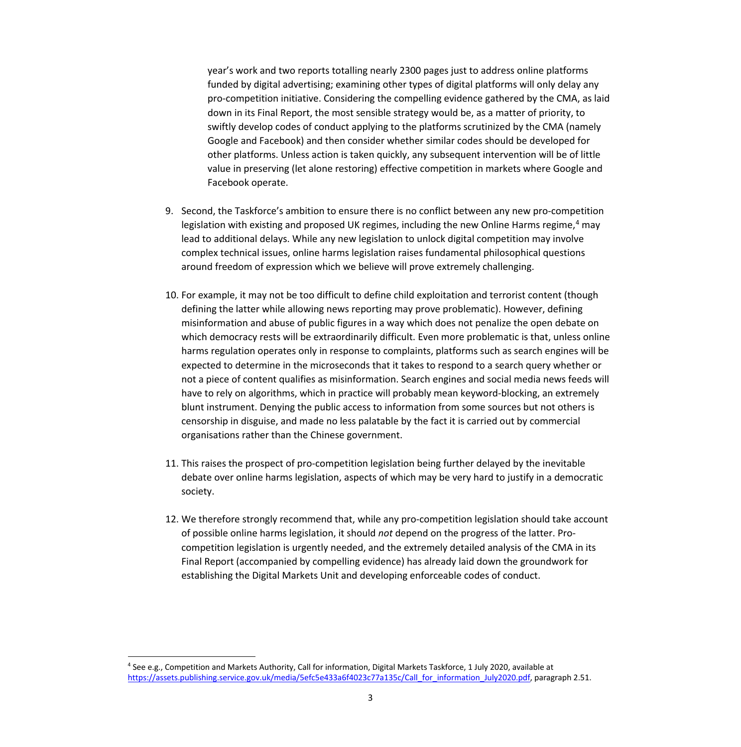year's work and two reports totalling nearly 2300 pages just to address online platforms funded by digital advertising; examining other types of digital platforms will only delay any pro-competition initiative. Considering the compelling evidence gathered by the CMA, as laid down in its Final Report, the most sensible strategy would be, as a matter of priority, to swiftly develop codes of conduct applying to the platforms scrutinized by the CMA (namely Google and Facebook) and then consider whether similar codes should be developed for other platforms. Unless action is taken quickly, any subsequent intervention will be of little value in preserving (let alone restoring) effective competition in markets where Google and Facebook operate.

9. Second, the Taskforce's ambition to ensure there is no conflict between any new pro-competition legislation with existing and proposed UK regimes, including the new Online Harms regime,[4] may lead to additional delays. While any new legislation to unlock digital competition may involve complex technical issues, online harms legislation raises fundamental philosophical questions around freedom of expression which we believe will prove extremely challenging.

10. For example, it may not be too difficult to define child exploitation and terrorist content (though defining the latter while allowing news reporting may prove problematic). However, defining misinformation and abuse of public figures in a way which does not penalize the open debate on which democracy rests will be extraordinarily difficult. Even more problematic is that, unless online harms regulation operates only in response to complaints, platforms such as search engines will be expected to determine in the microseconds that it takes to respond to a search query whether or not a piece of content qualifies as misinformation. Search engines and social media news feeds will have to rely on algorithms, which in practice will probably mean keyword-blocking, an extremely blunt instrument. Denying the public access to information from some sources but not others is censorship in disguise, and made no less palatable by the fact it is carried out by commercial organisations rather than the Chinese government.

11. This raises the prospect of pro-competition legislation being further delayed by the inevitable debate over online harms legislation, aspects of which may be very hard to justify in a democratic society.

12. We therefore strongly recommend that, while any pro-competition legislation should take account of possible online harms legislation, it should *not* depend on the progress of the latter. Pro-competition legislation is urgently needed, and the extremely detailed analysis of the CMA in its Final Report (accompanied by compelling evidence) has already laid down the groundwork for establishing the Digital Markets Unit and developing enforceable codes of conduct.

[4] See e.g., Competition and Markets Authority, Call for information, Digital Markets Taskforce, 1 July 2020, available at https://assets.publishing.service.gov.uk/media/5efc5e433a6f4023c77a135c/Call_for_information_July2020.pdf, paragraph 2.51.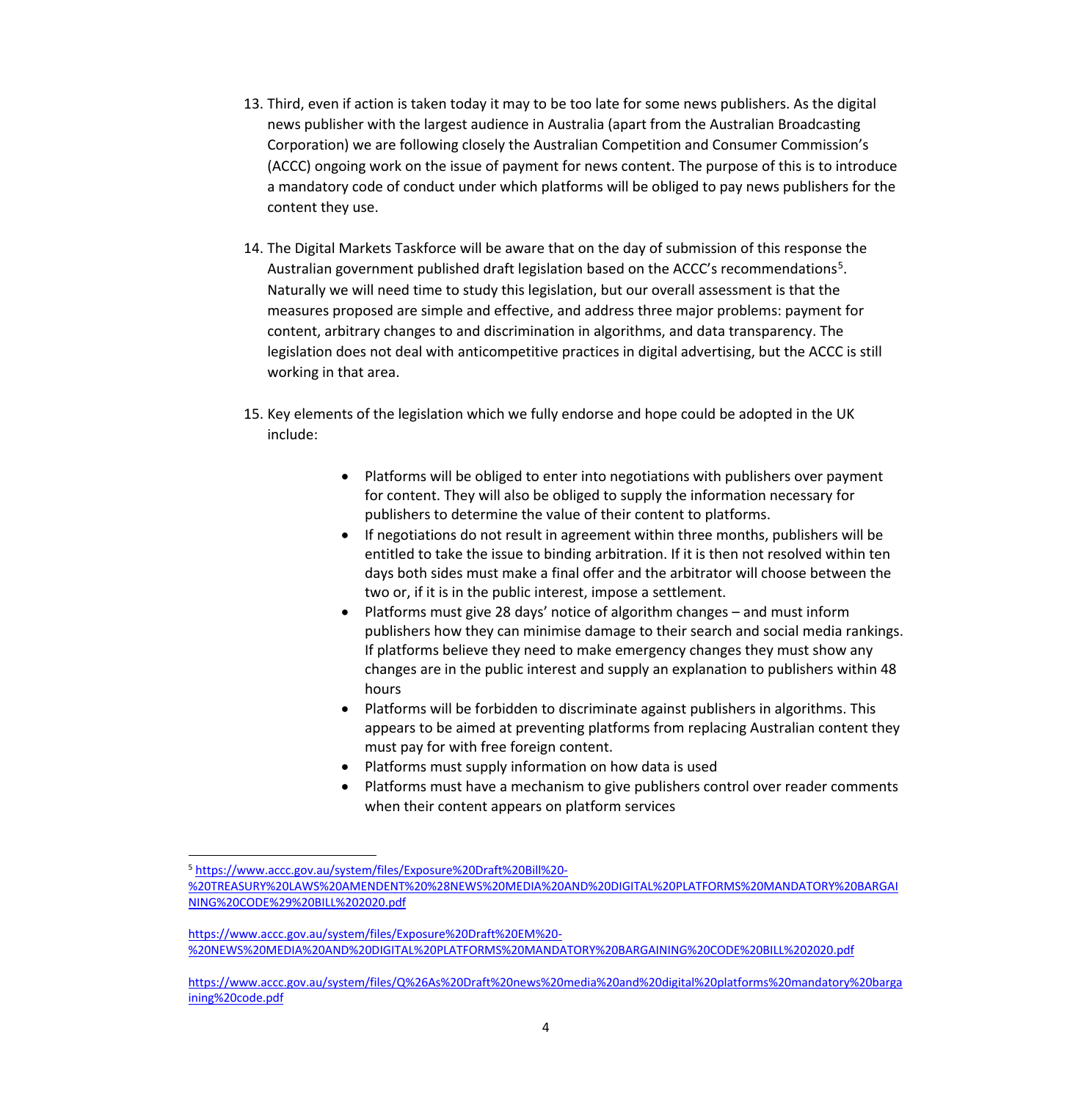13. Third, even if action is taken today it may to be too late for some news publishers. As the digital news publisher with the largest audience in Australia (apart from the Australian Broadcasting Corporation) we are following closely the Australian Competition and Consumer Commission's (ACCC) ongoing work on the issue of payment for news content. The purpose of this is to introduce a mandatory code of conduct under which platforms will be obliged to pay news publishers for the content they use.

14. The Digital Markets Taskforce will be aware that on the day of submission of this response the Australian government published draft legislation based on the ACCC's recommendations[5]. Naturally we will need time to study this legislation, but our overall assessment is that the measures proposed are simple and effective, and address three major problems: payment for content, arbitrary changes to and discrimination in algorithms, and data transparency. The legislation does not deal with anticompetitive practices in digital advertising, but the ACCC is still working in that area.

15. Key elements of the legislation which we fully endorse and hope could be adopted in the UK include:

    - Platforms will be obliged to enter into negotiations with publishers over payment for content. They will also be obliged to supply the information necessary for publishers to determine the value of their content to platforms.
    - If negotiations do not result in agreement within three months, publishers will be entitled to take the issue to binding arbitration. If it is then not resolved within ten days both sides must make a final offer and the arbitrator will choose between the two or, if it is in the public interest, impose a settlement.
    - Platforms must give 28 days' notice of algorithm changes – and must inform publishers how they can minimise damage to their search and social media rankings. If platforms believe they need to make emergency changes they must show any changes are in the public interest and supply an explanation to publishers within 48 hours
    - Platforms will be forbidden to discriminate against publishers in algorithms. This appears to be aimed at preventing platforms from replacing Australian content they must pay for with free foreign content.
    - Platforms must supply information on how data is used
    - Platforms must have a mechanism to give publishers control over reader comments when their content appears on platform services

---

[5] https://www.accc.gov.au/system/files/Exposure%20Draft%20Bill%20-%20TREASURY%20LAWS%20AMENDENT%20%28NEWS%20MEDIA%20AND%20DIGITAL%20PLATFORMS%20MANDATORY%20BARGAINING%20CODE%29%20BILL%202020.pdf

https://www.accc.gov.au/system/files/Exposure%20Draft%20EM%20-%20NEWS%20MEDIA%20AND%20DIGITAL%20PLATFORMS%20MANDATORY%20BARGAINING%20CODE%20BILL%202020.pdf

https://www.accc.gov.au/system/files/Q%26As%20Draft%20news%20media%20and%20digital%20platforms%20mandatory%20bargaining%20code.pdf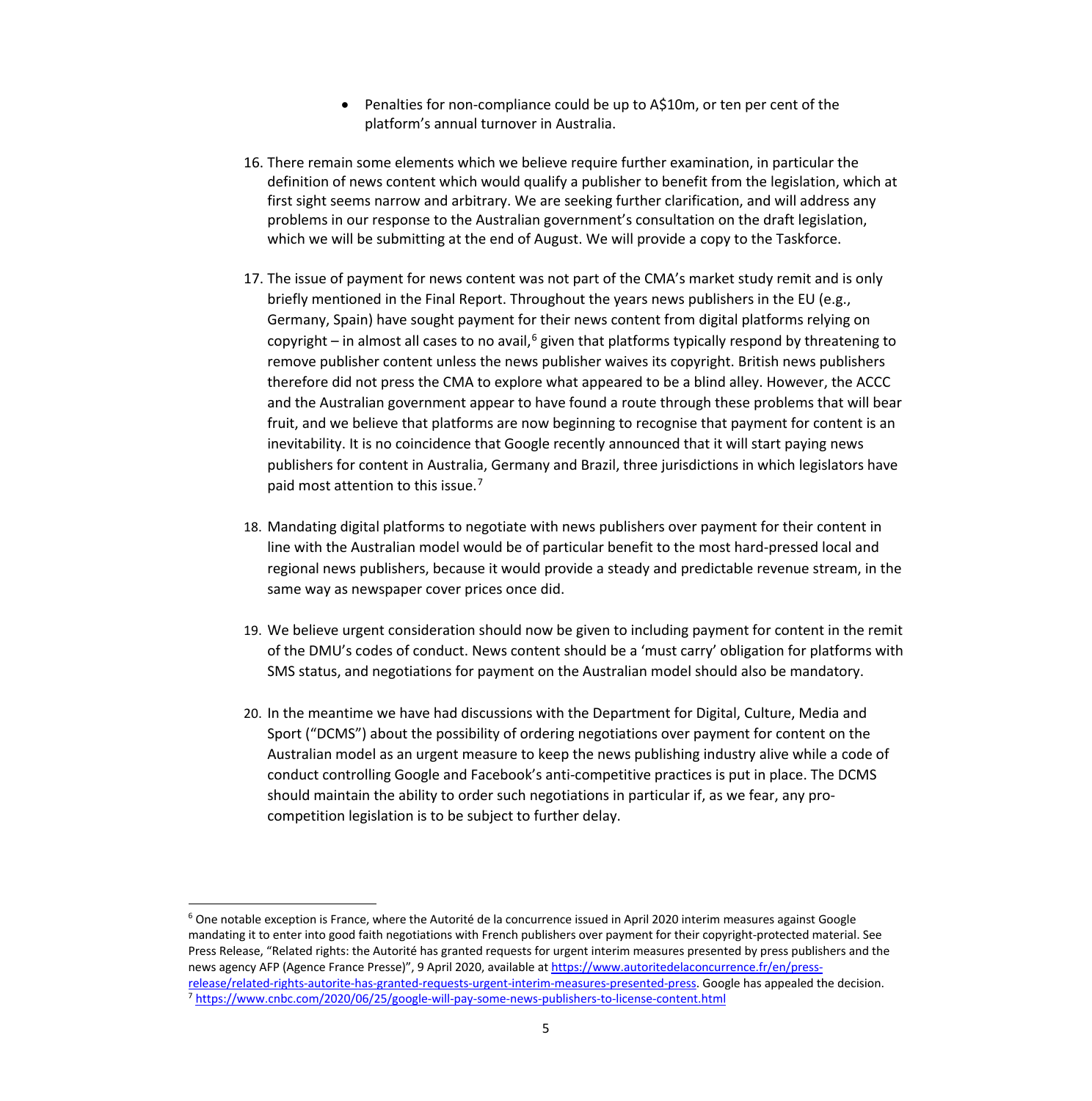- Penalties for non-compliance could be up to A$10m, or ten per cent of the platform's annual turnover in Australia.

16. There remain some elements which we believe require further examination, in particular the definition of news content which would qualify a publisher to benefit from the legislation, which at first sight seems narrow and arbitrary. We are seeking further clarification, and will address any problems in our response to the Australian government's consultation on the draft legislation, which we will be submitting at the end of August. We will provide a copy to the Taskforce.

17. The issue of payment for news content was not part of the CMA's market study remit and is only briefly mentioned in the Final Report. Throughout the years news publishers in the EU (e.g., Germany, Spain) have sought payment for their news content from digital platforms relying on copyright – in almost all cases to no avail,[6] given that platforms typically respond by threatening to remove publisher content unless the news publisher waives its copyright. British news publishers therefore did not press the CMA to explore what appeared to be a blind alley. However, the ACCC and the Australian government appear to have found a route through these problems that will bear fruit, and we believe that platforms are now beginning to recognise that payment for content is an inevitability. It is no coincidence that Google recently announced that it will start paying news publishers for content in Australia, Germany and Brazil, three jurisdictions in which legislators have paid most attention to this issue.[7]

18. Mandating digital platforms to negotiate with news publishers over payment for their content in line with the Australian model would be of particular benefit to the most hard-pressed local and regional news publishers, because it would provide a steady and predictable revenue stream, in the same way as newspaper cover prices once did.

19. We believe urgent consideration should now be given to including payment for content in the remit of the DMU's codes of conduct. News content should be a 'must carry' obligation for platforms with SMS status, and negotiations for payment on the Australian model should also be mandatory.

20. In the meantime we have had discussions with the Department for Digital, Culture, Media and Sport ("DCMS") about the possibility of ordering negotiations over payment for content on the Australian model as an urgent measure to keep the news publishing industry alive while a code of conduct controlling Google and Facebook's anti-competitive practices is put in place. The DCMS should maintain the ability to order such negotiations in particular if, as we fear, any pro-competition legislation is to be subject to further delay.

---

[6] One notable exception is France, where the Autorité de la concurrence issued in April 2020 interim measures against Google mandating it to enter into good faith negotiations with French publishers over payment for their copyright-protected material. See Press Release, "Related rights: the Autorité has granted requests for urgent interim measures presented by press publishers and the news agency AFP (Agence France Presse)", 9 April 2020, available at https://www.autoritedelaconcurrence.fr/en/press-release/related-rights-autorite-has-granted-requests-urgent-interim-measures-presented-press. Google has appealed the decision.

[7] https://www.cnbc.com/2020/06/25/google-will-pay-some-news-publishers-to-license-content.html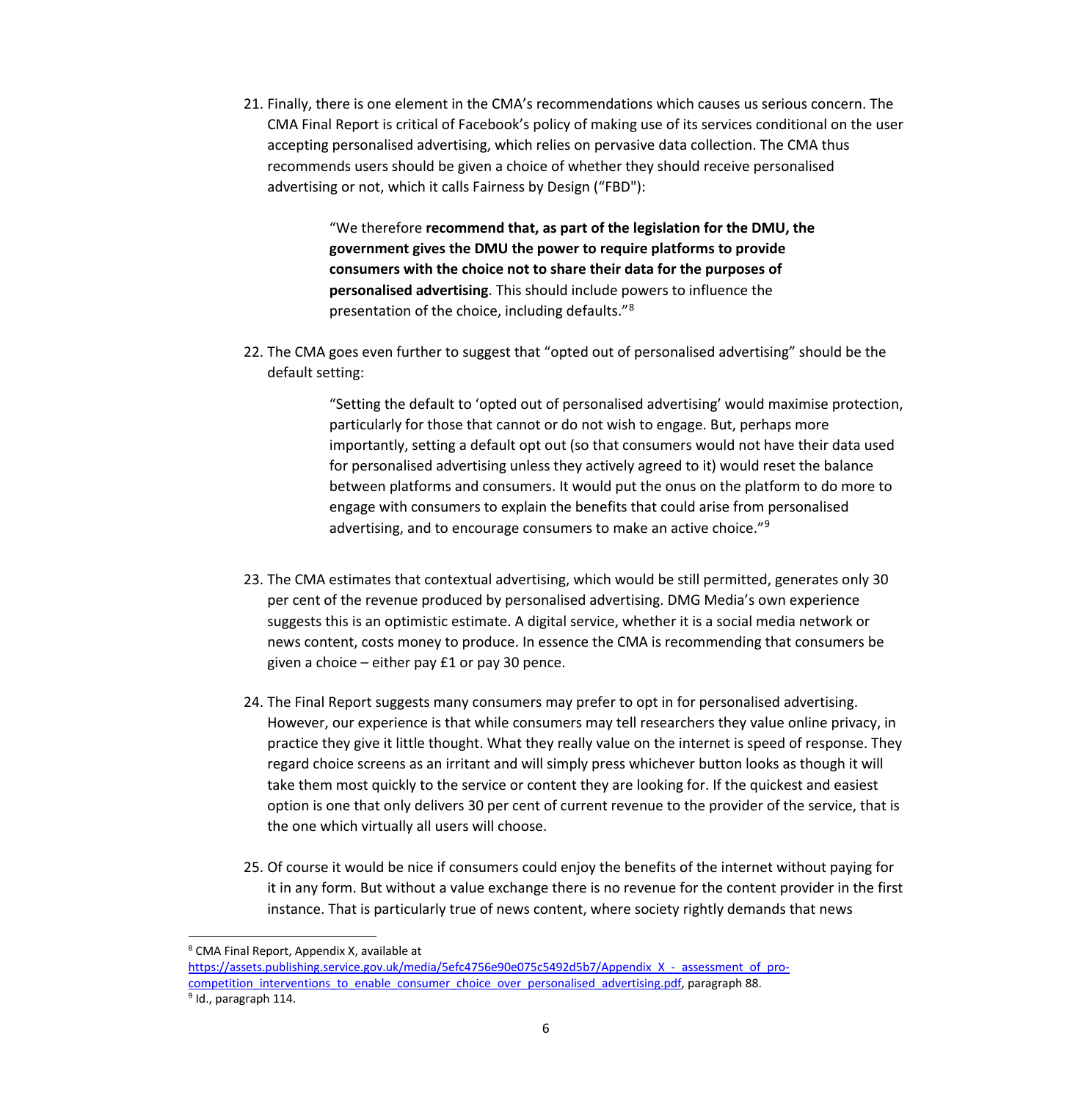21. Finally, there is one element in the CMA's recommendations which causes us serious concern. The CMA Final Report is critical of Facebook's policy of making use of its services conditional on the user accepting personalised advertising, which relies on pervasive data collection. The CMA thus recommends users should be given a choice of whether they should receive personalised advertising or not, which it calls Fairness by Design ("FBD"):

> "We therefore **recommend that, as part of the legislation for the DMU, the government gives the DMU the power to require platforms to provide consumers with the choice not to share their data for the purposes of personalised advertising**. This should include powers to influence the presentation of the choice, including defaults."[8]

22. The CMA goes even further to suggest that "opted out of personalised advertising" should be the default setting:

> "Setting the default to 'opted out of personalised advertising' would maximise protection, particularly for those that cannot or do not wish to engage. But, perhaps more importantly, setting a default opt out (so that consumers would not have their data used for personalised advertising unless they actively agreed to it) would reset the balance between platforms and consumers. It would put the onus on the platform to do more to engage with consumers to explain the benefits that could arise from personalised advertising, and to encourage consumers to make an active choice."[9]

23. The CMA estimates that contextual advertising, which would be still permitted, generates only 30 per cent of the revenue produced by personalised advertising. DMG Media's own experience suggests this is an optimistic estimate. A digital service, whether it is a social media network or news content, costs money to produce. In essence the CMA is recommending that consumers be given a choice – either pay £1 or pay 30 pence.

24. The Final Report suggests many consumers may prefer to opt in for personalised advertising. However, our experience is that while consumers may tell researchers they value online privacy, in practice they give it little thought. What they really value on the internet is speed of response. They regard choice screens as an irritant and will simply press whichever button looks as though it will take them most quickly to the service or content they are looking for. If the quickest and easiest option is one that only delivers 30 per cent of current revenue to the provider of the service, that is the one which virtually all users will choose.

25. Of course it would be nice if consumers could enjoy the benefits of the internet without paying for it in any form. But without a value exchange there is no revenue for the content provider in the first instance. That is particularly true of news content, where society rightly demands that news

---

[8] CMA Final Report, Appendix X, available at https://assets.publishing.service.gov.uk/media/5efc4756e90e075c5492d5b7/Appendix_X_-_assessment_of_pro-competition_interventions_to_enable_consumer_choice_over_personalised_advertising.pdf, paragraph 88.

[9] Id., paragraph 114.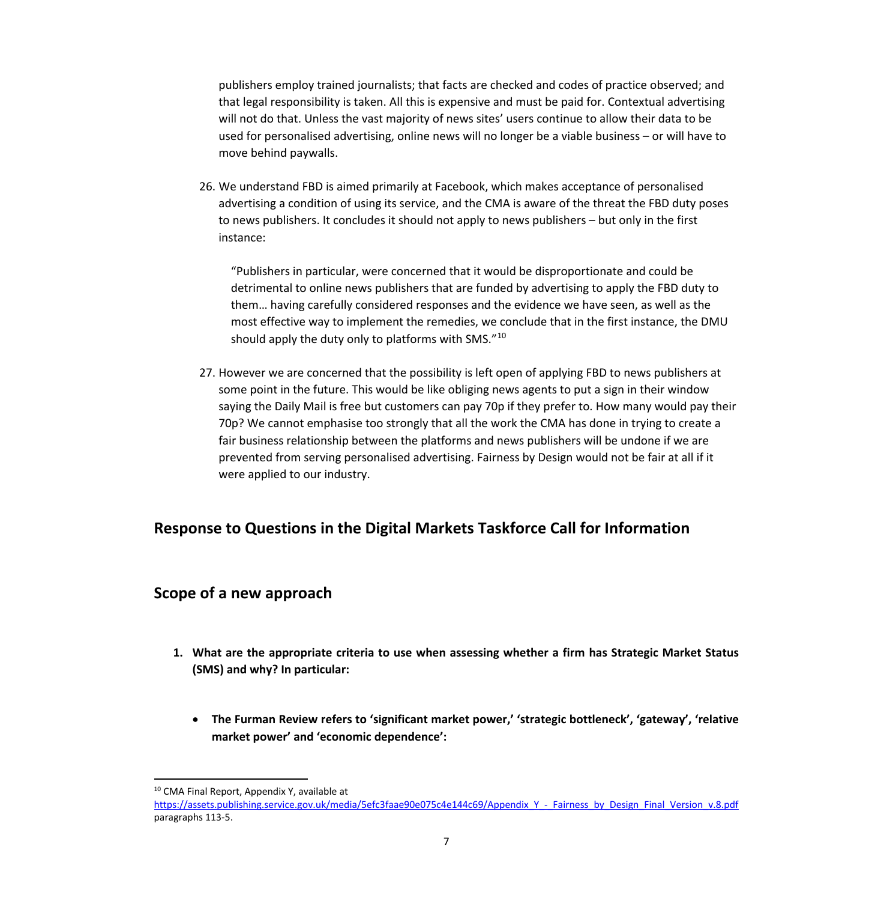publishers employ trained journalists; that facts are checked and codes of practice observed; and that legal responsibility is taken. All this is expensive and must be paid for. Contextual advertising will not do that. Unless the vast majority of news sites' users continue to allow their data to be used for personalised advertising, online news will no longer be a viable business – or will have to move behind paywalls.

26. We understand FBD is aimed primarily at Facebook, which makes acceptance of personalised advertising a condition of using its service, and the CMA is aware of the threat the FBD duty poses to news publishers. It concludes it should not apply to news publishers – but only in the first instance:

    "Publishers in particular, were concerned that it would be disproportionate and could be detrimental to online news publishers that are funded by advertising to apply the FBD duty to them… having carefully considered responses and the evidence we have seen, as well as the most effective way to implement the remedies, we conclude that in the first instance, the DMU should apply the duty only to platforms with SMS."[10]

27. However we are concerned that the possibility is left open of applying FBD to news publishers at some point in the future. This would be like obliging news agents to put a sign in their window saying the Daily Mail is free but customers can pay 70p if they prefer to. How many would pay their 70p? We cannot emphasise too strongly that all the work the CMA has done in trying to create a fair business relationship between the platforms and news publishers will be undone if we are prevented from serving personalised advertising. Fairness by Design would not be fair at all if it were applied to our industry.

## Response to Questions in the Digital Markets Taskforce Call for Information

## Scope of a new approach

1. **What are the appropriate criteria to use when assessing whether a firm has Strategic Market Status (SMS) and why? In particular:**

    - **The Furman Review refers to 'significant market power,' 'strategic bottleneck', 'gateway', 'relative market power' and 'economic dependence':**

---

[10] CMA Final Report, Appendix Y, available at https://assets.publishing.service.gov.uk/media/5efc3faae90e075c4e144c69/Appendix_Y_-_Fairness_by_Design_Final_Version_v.8.pdf paragraphs 113-5.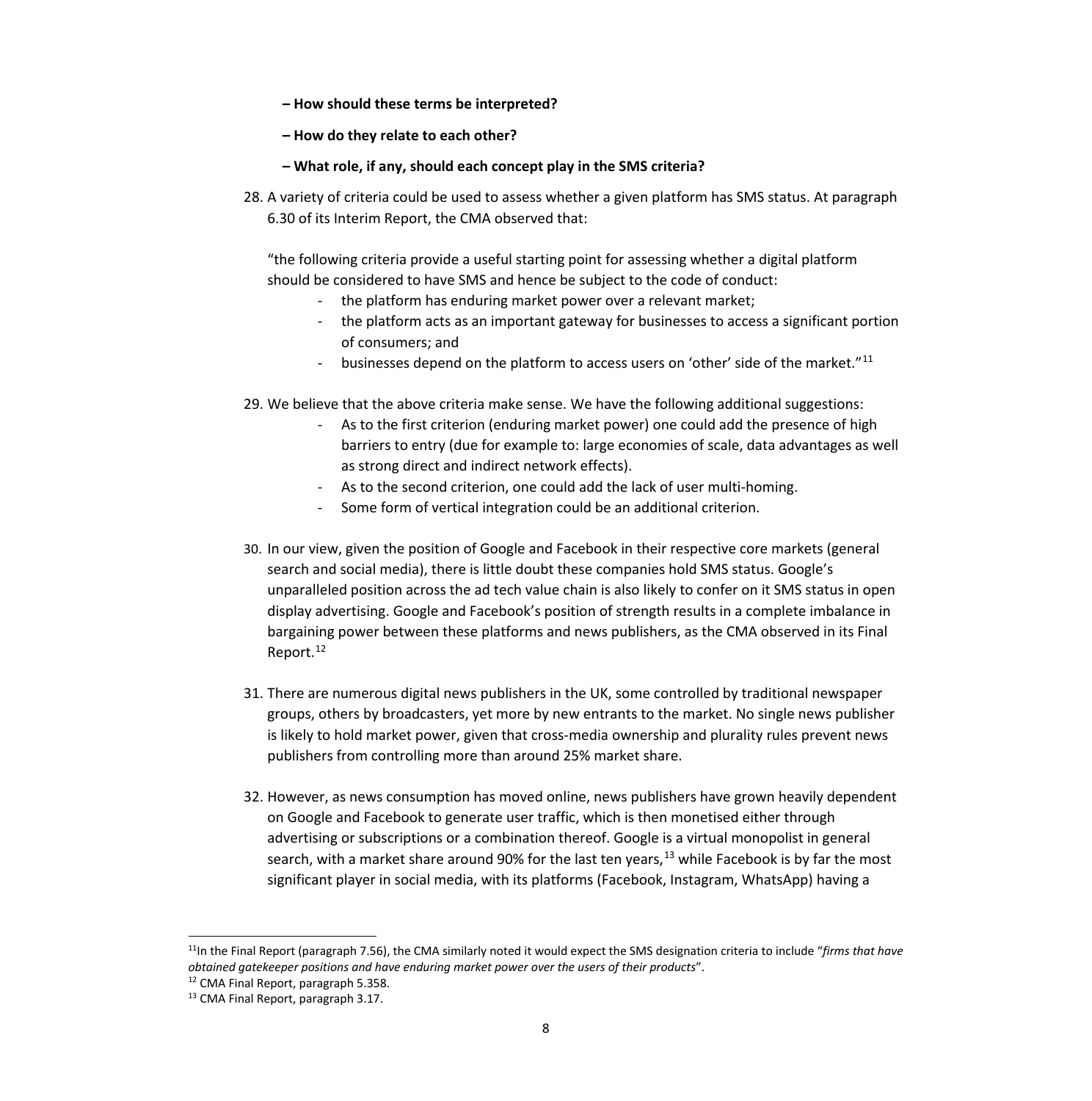**– How should these terms be interpreted?**

**– How do they relate to each other?**

**– What role, if any, should each concept play in the SMS criteria?**

28. A variety of criteria could be used to assess whether a given platform has SMS status. At paragraph 6.30 of its Interim Report, the CMA observed that:

    "the following criteria provide a useful starting point for assessing whether a digital platform should be considered to have SMS and hence be subject to the code of conduct:
    - the platform has enduring market power over a relevant market;
    - the platform acts as an important gateway for businesses to access a significant portion of consumers; and
    - businesses depend on the platform to access users on 'other' side of the market."[11]

29. We believe that the above criteria make sense. We have the following additional suggestions:
    - As to the first criterion (enduring market power) one could add the presence of high barriers to entry (due for example to: large economies of scale, data advantages as well as strong direct and indirect network effects).
    - As to the second criterion, one could add the lack of user multi-homing.
    - Some form of vertical integration could be an additional criterion.

30. In our view, given the position of Google and Facebook in their respective core markets (general search and social media), there is little doubt these companies hold SMS status. Google's unparalleled position across the ad tech value chain is also likely to confer on it SMS status in open display advertising. Google and Facebook's position of strength results in a complete imbalance in bargaining power between these platforms and news publishers, as the CMA observed in its Final Report.[12]

31. There are numerous digital news publishers in the UK, some controlled by traditional newspaper groups, others by broadcasters, yet more by new entrants to the market. No single news publisher is likely to hold market power, given that cross-media ownership and plurality rules prevent news publishers from controlling more than around 25% market share.

32. However, as news consumption has moved online, news publishers have grown heavily dependent on Google and Facebook to generate user traffic, which is then monetised either through advertising or subscriptions or a combination thereof. Google is a virtual monopolist in general search, with a market share around 90% for the last ten years,[13] while Facebook is by far the most significant player in social media, with its platforms (Facebook, Instagram, WhatsApp) having a

---

[11] In the Final Report (paragraph 7.56), the CMA similarly noted it would expect the SMS designation criteria to include "*firms that have obtained gatekeeper positions and have enduring market power over the users of their products*".

[12] CMA Final Report, paragraph 5.358.

[13] CMA Final Report, paragraph 3.17.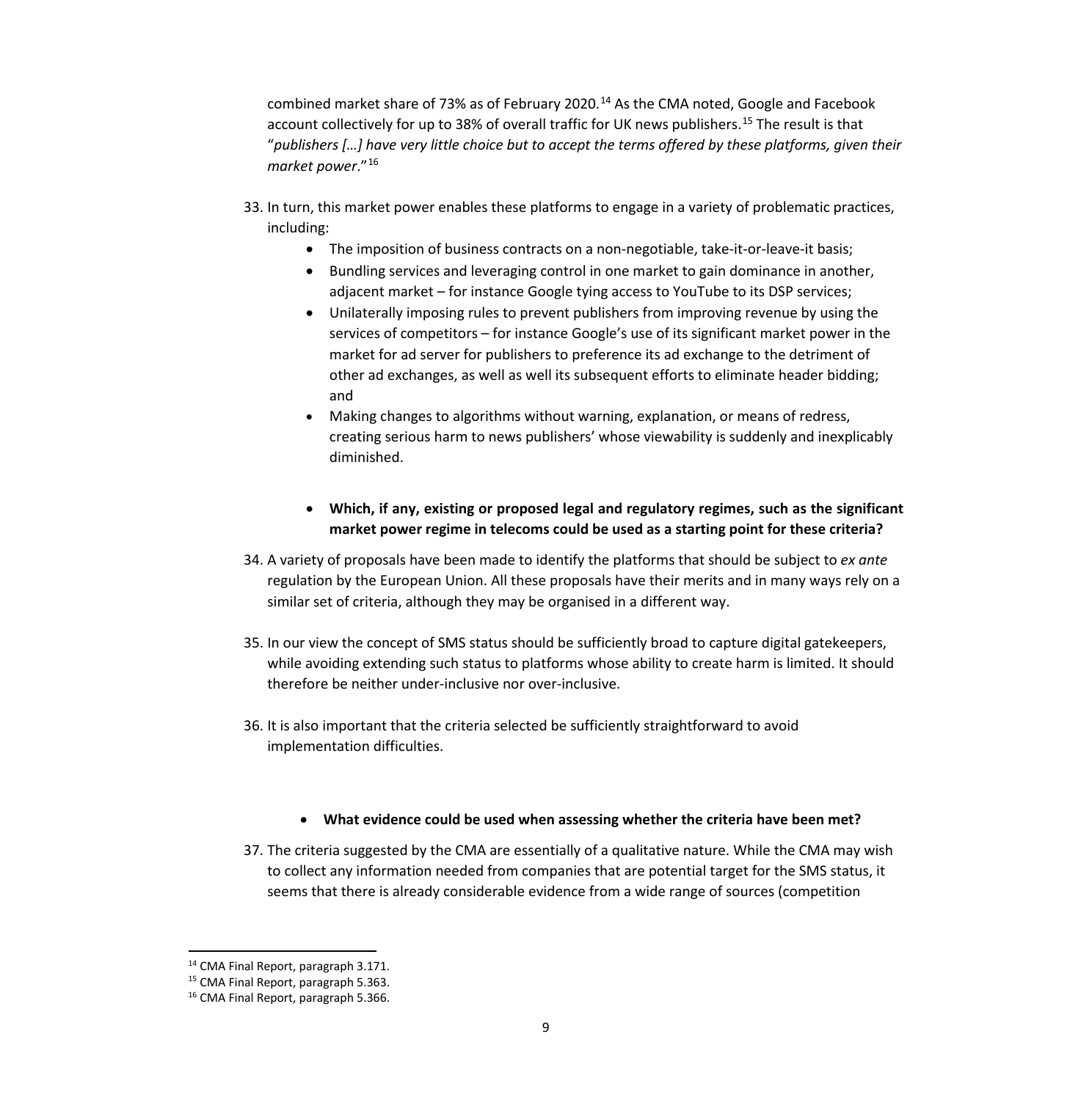combined market share of 73% as of February 2020.[14] As the CMA noted, Google and Facebook account collectively for up to 38% of overall traffic for UK news publishers.[15] The result is that "*publishers […] have very little choice but to accept the terms offered by these platforms, given their market power*."[16]

33. In turn, this market power enables these platforms to engage in a variety of problematic practices, including:
    - The imposition of business contracts on a non-negotiable, take-it-or-leave-it basis;
    - Bundling services and leveraging control in one market to gain dominance in another, adjacent market – for instance Google tying access to YouTube to its DSP services;
    - Unilaterally imposing rules to prevent publishers from improving revenue by using the services of competitors – for instance Google's use of its significant market power in the market for ad server for publishers to preference its ad exchange to the detriment of other ad exchanges, as well as well its subsequent efforts to eliminate header bidding; and
    - Making changes to algorithms without warning, explanation, or means of redress, creating serious harm to news publishers' whose viewability is suddenly and inexplicably diminished.

- **Which, if any, existing or proposed legal and regulatory regimes, such as the significant market power regime in telecoms could be used as a starting point for these criteria?**

34. A variety of proposals have been made to identify the platforms that should be subject to *ex ante* regulation by the European Union. All these proposals have their merits and in many ways rely on a similar set of criteria, although they may be organised in a different way.

35. In our view the concept of SMS status should be sufficiently broad to capture digital gatekeepers, while avoiding extending such status to platforms whose ability to create harm is limited. It should therefore be neither under-inclusive nor over-inclusive.

36. It is also important that the criteria selected be sufficiently straightforward to avoid implementation difficulties.

- **What evidence could be used when assessing whether the criteria have been met?**

37. The criteria suggested by the CMA are essentially of a qualitative nature. While the CMA may wish to collect any information needed from companies that are potential target for the SMS status, it seems that there is already considerable evidence from a wide range of sources (competition

[14] CMA Final Report, paragraph 3.171.

[15] CMA Final Report, paragraph 5.363.

[16] CMA Final Report, paragraph 5.366.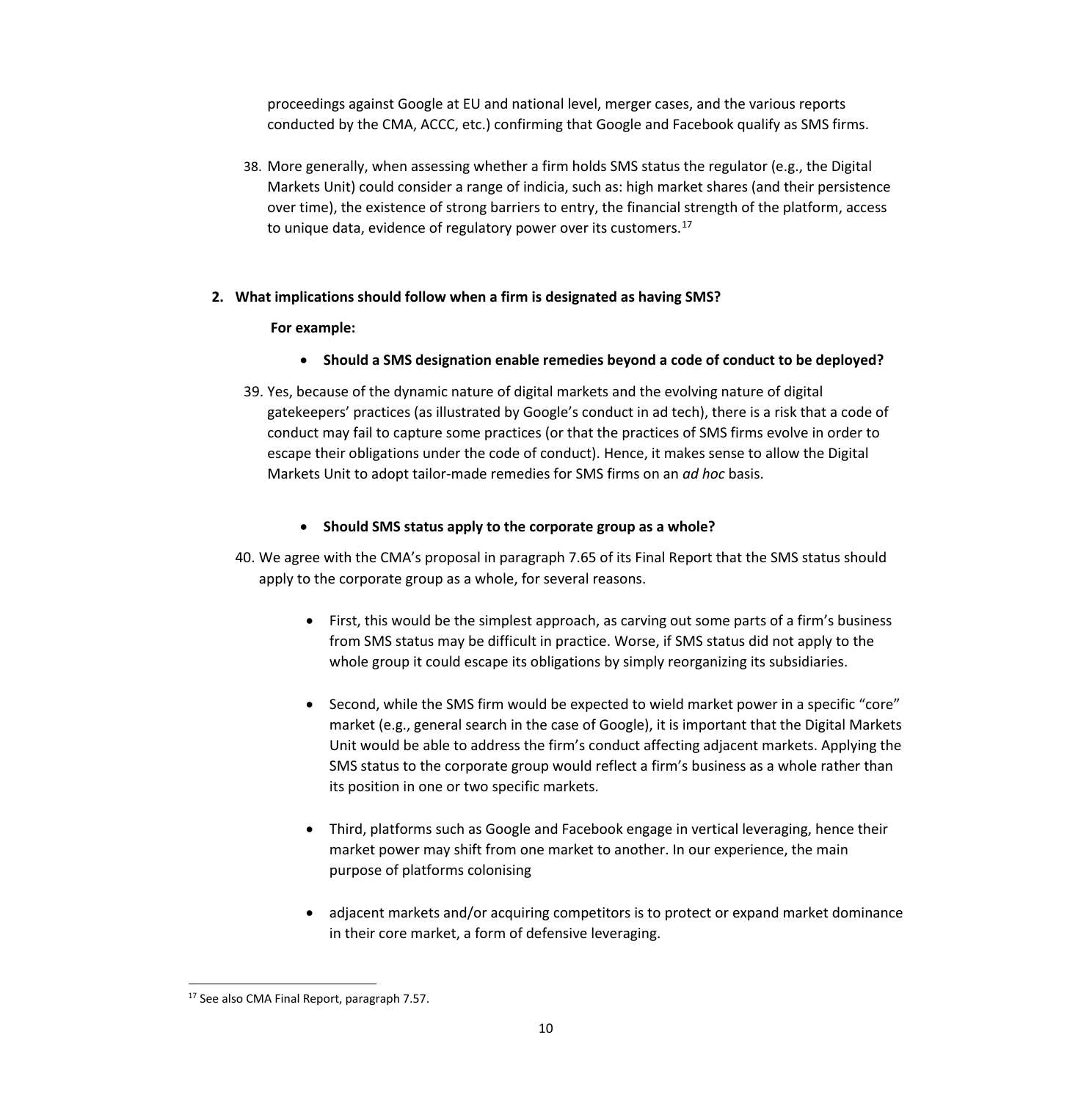proceedings against Google at EU and national level, merger cases, and the various reports conducted by the CMA, ACCC, etc.) confirming that Google and Facebook qualify as SMS firms.

38. More generally, when assessing whether a firm holds SMS status the regulator (e.g., the Digital Markets Unit) could consider a range of indicia, such as: high market shares (and their persistence over time), the existence of strong barriers to entry, the financial strength of the platform, access to unique data, evidence of regulatory power over its customers.[17]

**2. What implications should follow when a firm is designated as having SMS?**

**For example:**

- **Should a SMS designation enable remedies beyond a code of conduct to be deployed?**

39. Yes, because of the dynamic nature of digital markets and the evolving nature of digital gatekeepers' practices (as illustrated by Google's conduct in ad tech), there is a risk that a code of conduct may fail to capture some practices (or that the practices of SMS firms evolve in order to escape their obligations under the code of conduct). Hence, it makes sense to allow the Digital Markets Unit to adopt tailor-made remedies for SMS firms on an *ad hoc* basis.

- **Should SMS status apply to the corporate group as a whole?**

40. We agree with the CMA's proposal in paragraph 7.65 of its Final Report that the SMS status should apply to the corporate group as a whole, for several reasons.

    - First, this would be the simplest approach, as carving out some parts of a firm's business from SMS status may be difficult in practice. Worse, if SMS status did not apply to the whole group it could escape its obligations by simply reorganizing its subsidiaries.
    - Second, while the SMS firm would be expected to wield market power in a specific "core" market (e.g., general search in the case of Google), it is important that the Digital Markets Unit would be able to address the firm's conduct affecting adjacent markets. Applying the SMS status to the corporate group would reflect a firm's business as a whole rather than its position in one or two specific markets.
    - Third, platforms such as Google and Facebook engage in vertical leveraging, hence their market power may shift from one market to another. In our experience, the main purpose of platforms colonising
    - adjacent markets and/or acquiring competitors is to protect or expand market dominance in their core market, a form of defensive leveraging.

[17] See also CMA Final Report, paragraph 7.57.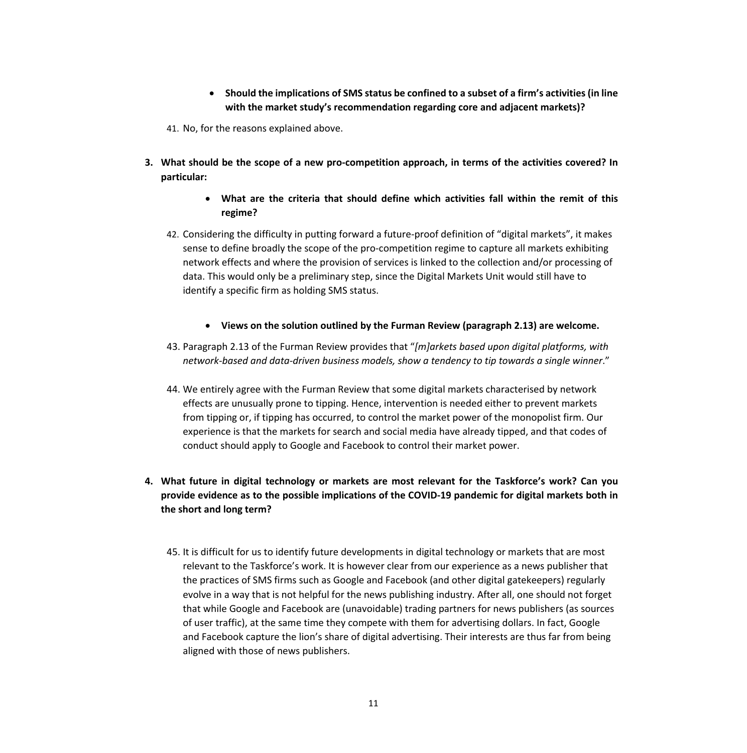- **Should the implications of SMS status be confined to a subset of a firm's activities (in line with the market study's recommendation regarding core and adjacent markets)?**

41. No, for the reasons explained above.

**3. What should be the scope of a new pro-competition approach, in terms of the activities covered? In particular:**

- **What are the criteria that should define which activities fall within the remit of this regime?**

42. Considering the difficulty in putting forward a future-proof definition of "digital markets", it makes sense to define broadly the scope of the pro-competition regime to capture all markets exhibiting network effects and where the provision of services is linked to the collection and/or processing of data. This would only be a preliminary step, since the Digital Markets Unit would still have to identify a specific firm as holding SMS status.

- **Views on the solution outlined by the Furman Review (paragraph 2.13) are welcome.**

43. Paragraph 2.13 of the Furman Review provides that "*[m]arkets based upon digital platforms, with network-based and data-driven business models, show a tendency to tip towards a single winner*."

44. We entirely agree with the Furman Review that some digital markets characterised by network effects are unusually prone to tipping. Hence, intervention is needed either to prevent markets from tipping or, if tipping has occurred, to control the market power of the monopolist firm. Our experience is that the markets for search and social media have already tipped, and that codes of conduct should apply to Google and Facebook to control their market power.

**4. What future in digital technology or markets are most relevant for the Taskforce's work? Can you provide evidence as to the possible implications of the COVID-19 pandemic for digital markets both in the short and long term?**

45. It is difficult for us to identify future developments in digital technology or markets that are most relevant to the Taskforce's work. It is however clear from our experience as a news publisher that the practices of SMS firms such as Google and Facebook (and other digital gatekeepers) regularly evolve in a way that is not helpful for the news publishing industry. After all, one should not forget that while Google and Facebook are (unavoidable) trading partners for news publishers (as sources of user traffic), at the same time they compete with them for advertising dollars. In fact, Google and Facebook capture the lion's share of digital advertising. Their interests are thus far from being aligned with those of news publishers.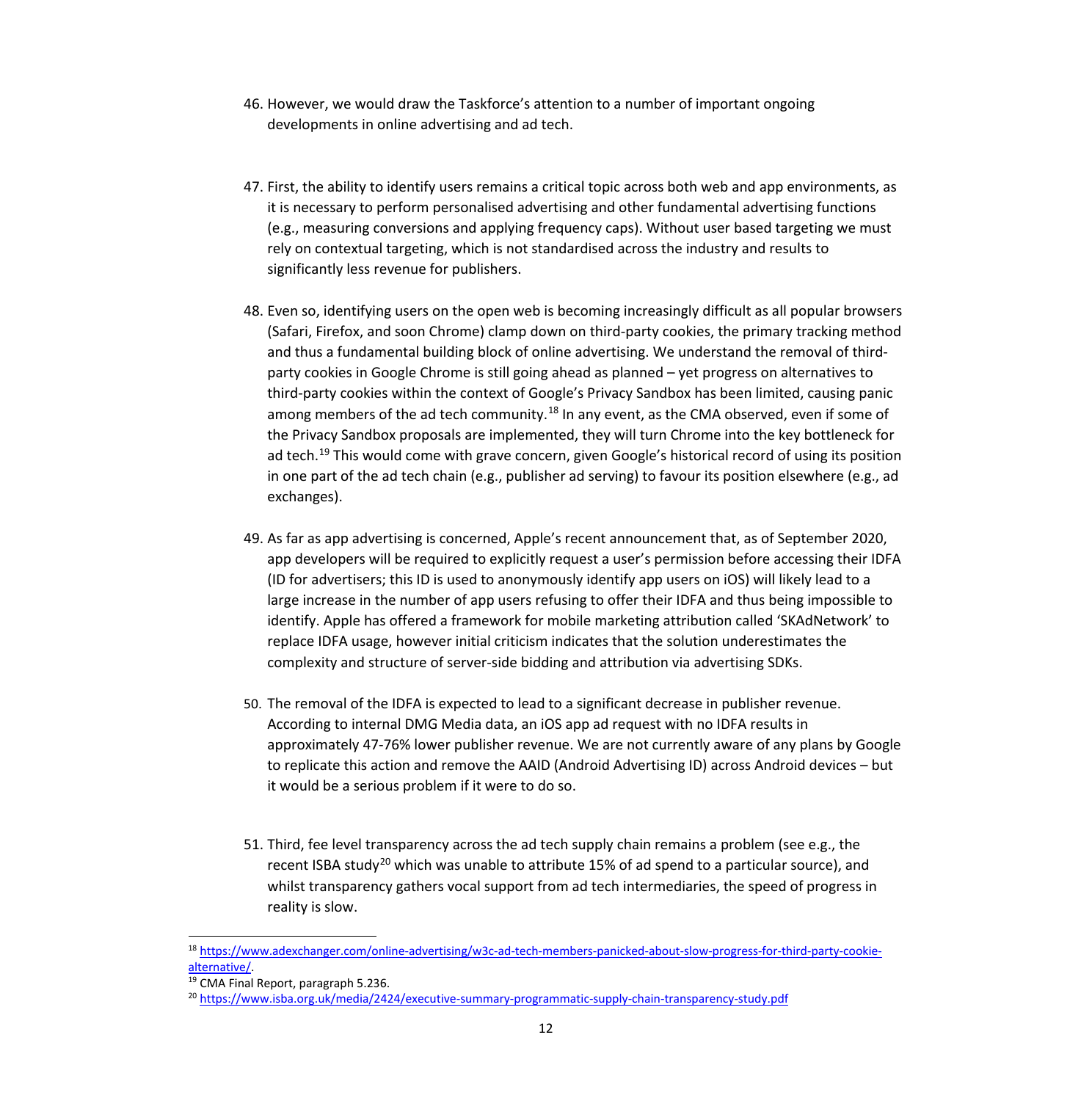46. However, we would draw the Taskforce's attention to a number of important ongoing developments in online advertising and ad tech.

47. First, the ability to identify users remains a critical topic across both web and app environments, as it is necessary to perform personalised advertising and other fundamental advertising functions (e.g., measuring conversions and applying frequency caps). Without user based targeting we must rely on contextual targeting, which is not standardised across the industry and results to significantly less revenue for publishers.

48. Even so, identifying users on the open web is becoming increasingly difficult as all popular browsers (Safari, Firefox, and soon Chrome) clamp down on third-party cookies, the primary tracking method and thus a fundamental building block of online advertising. We understand the removal of third-party cookies in Google Chrome is still going ahead as planned – yet progress on alternatives to third-party cookies within the context of Google's Privacy Sandbox has been limited, causing panic among members of the ad tech community.[18] In any event, as the CMA observed, even if some of the Privacy Sandbox proposals are implemented, they will turn Chrome into the key bottleneck for ad tech.[19] This would come with grave concern, given Google's historical record of using its position in one part of the ad tech chain (e.g., publisher ad serving) to favour its position elsewhere (e.g., ad exchanges).

49. As far as app advertising is concerned, Apple's recent announcement that, as of September 2020, app developers will be required to explicitly request a user's permission before accessing their IDFA (ID for advertisers; this ID is used to anonymously identify app users on iOS) will likely lead to a large increase in the number of app users refusing to offer their IDFA and thus being impossible to identify. Apple has offered a framework for mobile marketing attribution called 'SKAdNetwork' to replace IDFA usage, however initial criticism indicates that the solution underestimates the complexity and structure of server-side bidding and attribution via advertising SDKs.

50. The removal of the IDFA is expected to lead to a significant decrease in publisher revenue. According to internal DMG Media data, an iOS app ad request with no IDFA results in approximately 47-76% lower publisher revenue. We are not currently aware of any plans by Google to replicate this action and remove the AAID (Android Advertising ID) across Android devices – but it would be a serious problem if it were to do so.

51. Third, fee level transparency across the ad tech supply chain remains a problem (see e.g., the recent ISBA study[20] which was unable to attribute 15% of ad spend to a particular source), and whilst transparency gathers vocal support from ad tech intermediaries, the speed of progress in reality is slow.

---

[18] https://www.adexchanger.com/online-advertising/w3c-ad-tech-members-panicked-about-slow-progress-for-third-party-cookie-alternative/.

[19] CMA Final Report, paragraph 5.236.

[20] https://www.isba.org.uk/media/2424/executive-summary-programmatic-supply-chain-transparency-study.pdf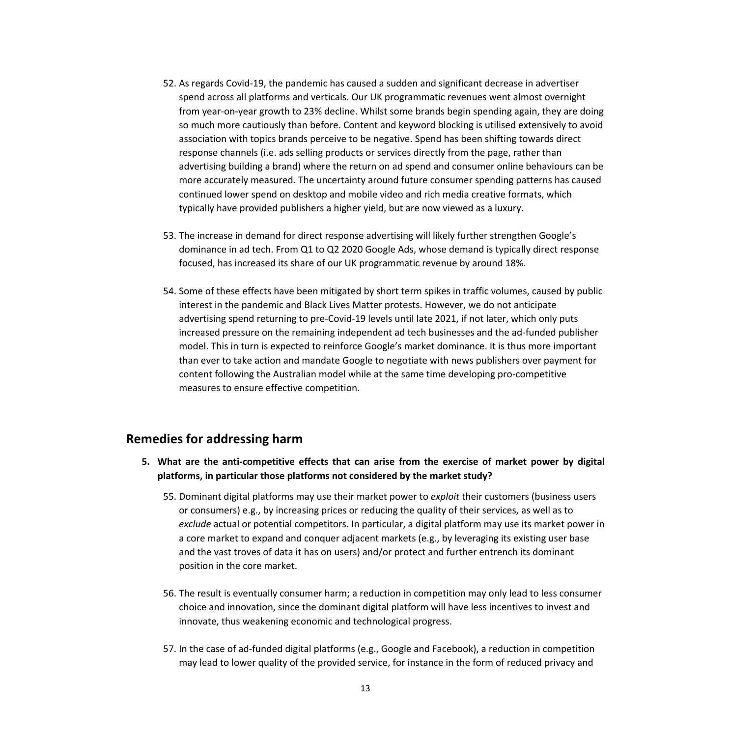52. As regards Covid-19, the pandemic has caused a sudden and significant decrease in advertiser spend across all platforms and verticals. Our UK programmatic revenues went almost overnight from year-on-year growth to 23% decline. Whilst some brands begin spending again, they are doing so much more cautiously than before. Content and keyword blocking is utilised extensively to avoid association with topics brands perceive to be negative. Spend has been shifting towards direct response channels (i.e. ads selling products or services directly from the page, rather than advertising building a brand) where the return on ad spend and consumer online behaviours can be more accurately measured. The uncertainty around future consumer spending patterns has caused continued lower spend on desktop and mobile video and rich media creative formats, which typically have provided publishers a higher yield, but are now viewed as a luxury.

53. The increase in demand for direct response advertising will likely further strengthen Google's dominance in ad tech. From Q1 to Q2 2020 Google Ads, whose demand is typically direct response focused, has increased its share of our UK programmatic revenue by around 18%.

54. Some of these effects have been mitigated by short term spikes in traffic volumes, caused by public interest in the pandemic and Black Lives Matter protests. However, we do not anticipate advertising spend returning to pre-Covid-19 levels until late 2021, if not later, which only puts increased pressure on the remaining independent ad tech businesses and the ad-funded publisher model. This in turn is expected to reinforce Google's market dominance. It is thus more important than ever to take action and mandate Google to negotiate with news publishers over payment for content following the Australian model while at the same time developing pro-competitive measures to ensure effective competition.

## Remedies for addressing harm

**5. What are the anti-competitive effects that can arise from the exercise of market power by digital platforms, in particular those platforms not considered by the market study?**

55. Dominant digital platforms may use their market power to *exploit* their customers (business users or consumers) e.g., by increasing prices or reducing the quality of their services, as well as to *exclude* actual or potential competitors. In particular, a digital platform may use its market power in a core market to expand and conquer adjacent markets (e.g., by leveraging its existing user base and the vast troves of data it has on users) and/or protect and further entrench its dominant position in the core market.

56. The result is eventually consumer harm; a reduction in competition may only lead to less consumer choice and innovation, since the dominant digital platform will have less incentives to invest and innovate, thus weakening economic and technological progress.

57. In the case of ad-funded digital platforms (e.g., Google and Facebook), a reduction in competition may lead to lower quality of the provided service, for instance in the form of reduced privacy and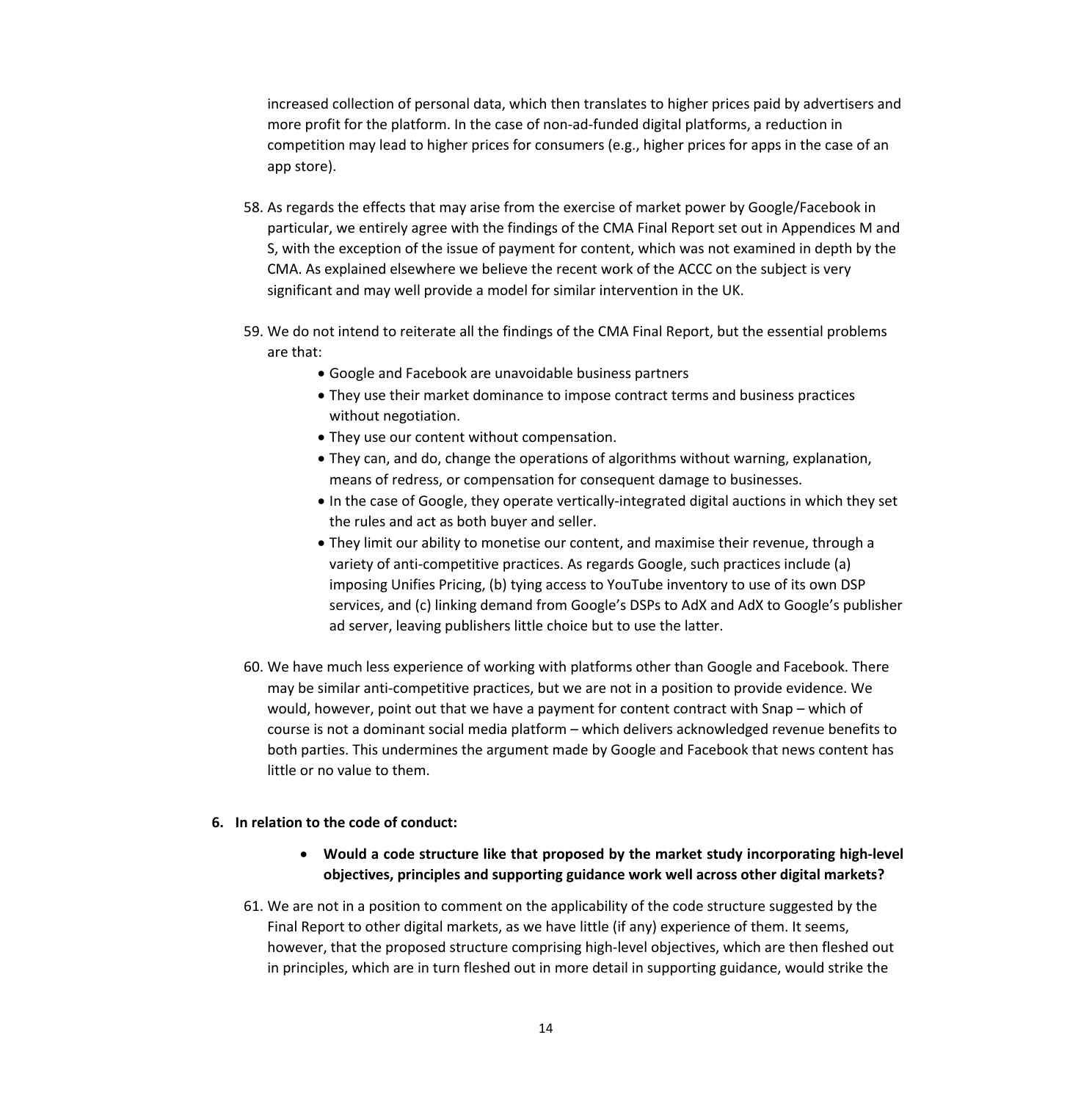increased collection of personal data, which then translates to higher prices paid by advertisers and more profit for the platform. In the case of non-ad-funded digital platforms, a reduction in competition may lead to higher prices for consumers (e.g., higher prices for apps in the case of an app store).

58. As regards the effects that may arise from the exercise of market power by Google/Facebook in particular, we entirely agree with the findings of the CMA Final Report set out in Appendices M and S, with the exception of the issue of payment for content, which was not examined in depth by the CMA. As explained elsewhere we believe the recent work of the ACCC on the subject is very significant and may well provide a model for similar intervention in the UK.

59. We do not intend to reiterate all the findings of the CMA Final Report, but the essential problems are that:
    - Google and Facebook are unavoidable business partners
    - They use their market dominance to impose contract terms and business practices without negotiation.
    - They use our content without compensation.
    - They can, and do, change the operations of algorithms without warning, explanation, means of redress, or compensation for consequent damage to businesses.
    - In the case of Google, they operate vertically-integrated digital auctions in which they set the rules and act as both buyer and seller.
    - They limit our ability to monetise our content, and maximise their revenue, through a variety of anti-competitive practices. As regards Google, such practices include (a) imposing Unifies Pricing, (b) tying access to YouTube inventory to use of its own DSP services, and (c) linking demand from Google's DSPs to AdX and AdX to Google's publisher ad server, leaving publishers little choice but to use the latter.

60. We have much less experience of working with platforms other than Google and Facebook. There may be similar anti-competitive practices, but we are not in a position to provide evidence. We would, however, point out that we have a payment for content contract with Snap – which of course is not a dominant social media platform – which delivers acknowledged revenue benefits to both parties. This undermines the argument made by Google and Facebook that news content has little or no value to them.

**6. In relation to the code of conduct:**

- **Would a code structure like that proposed by the market study incorporating high-level objectives, principles and supporting guidance work well across other digital markets?**

61. We are not in a position to comment on the applicability of the code structure suggested by the Final Report to other digital markets, as we have little (if any) experience of them. It seems, however, that the proposed structure comprising high-level objectives, which are then fleshed out in principles, which are in turn fleshed out in more detail in supporting guidance, would strike the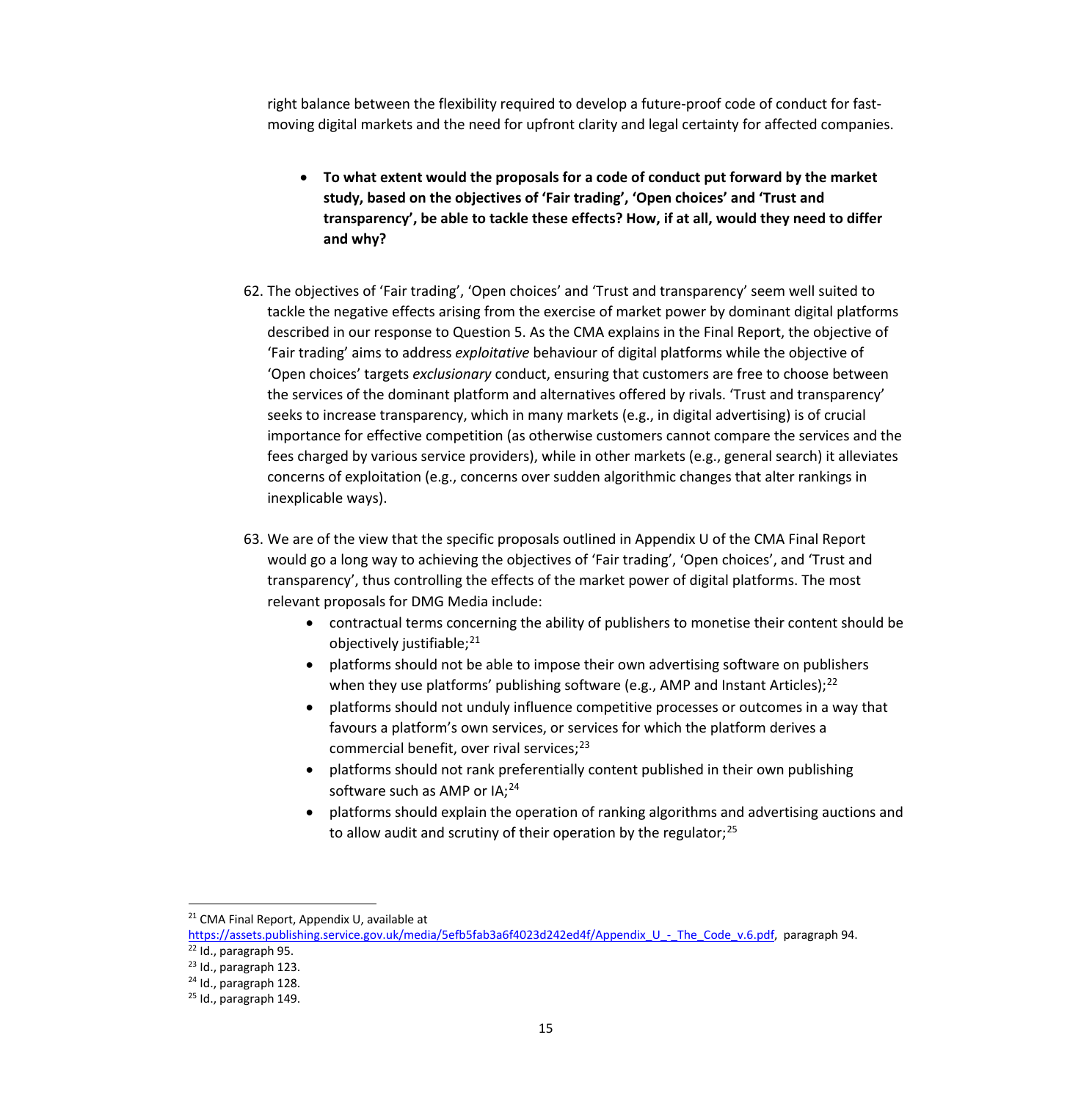right balance between the flexibility required to develop a future-proof code of conduct for fast-moving digital markets and the need for upfront clarity and legal certainty for affected companies.

- **To what extent would the proposals for a code of conduct put forward by the market study, based on the objectives of 'Fair trading', 'Open choices' and 'Trust and transparency', be able to tackle these effects? How, if at all, would they need to differ and why?**

62. The objectives of 'Fair trading', 'Open choices' and 'Trust and transparency' seem well suited to tackle the negative effects arising from the exercise of market power by dominant digital platforms described in our response to Question 5. As the CMA explains in the Final Report, the objective of 'Fair trading' aims to address *exploitative* behaviour of digital platforms while the objective of 'Open choices' targets *exclusionary* conduct, ensuring that customers are free to choose between the services of the dominant platform and alternatives offered by rivals. 'Trust and transparency' seeks to increase transparency, which in many markets (e.g., in digital advertising) is of crucial importance for effective competition (as otherwise customers cannot compare the services and the fees charged by various service providers), while in other markets (e.g., general search) it alleviates concerns of exploitation (e.g., concerns over sudden algorithmic changes that alter rankings in inexplicable ways).

63. We are of the view that the specific proposals outlined in Appendix U of the CMA Final Report would go a long way to achieving the objectives of 'Fair trading', 'Open choices', and 'Trust and transparency', thus controlling the effects of the market power of digital platforms. The most relevant proposals for DMG Media include:
    - contractual terms concerning the ability of publishers to monetise their content should be objectively justifiable;[21]
    - platforms should not be able to impose their own advertising software on publishers when they use platforms' publishing software (e.g., AMP and Instant Articles);[22]
    - platforms should not unduly influence competitive processes or outcomes in a way that favours a platform's own services, or services for which the platform derives a commercial benefit, over rival services;[23]
    - platforms should not rank preferentially content published in their own publishing software such as AMP or IA;[24]
    - platforms should explain the operation of ranking algorithms and advertising auctions and to allow audit and scrutiny of their operation by the regulator;[25]

[21] CMA Final Report, Appendix U, available at https://assets.publishing.service.gov.uk/media/5efb5fab3a6f4023d242ed4f/Appendix_U_-_The_Code_v.6.pdf, paragraph 94.

[22] Id., paragraph 95.

[23] Id., paragraph 123.

[24] Id., paragraph 128.

[25] Id., paragraph 149.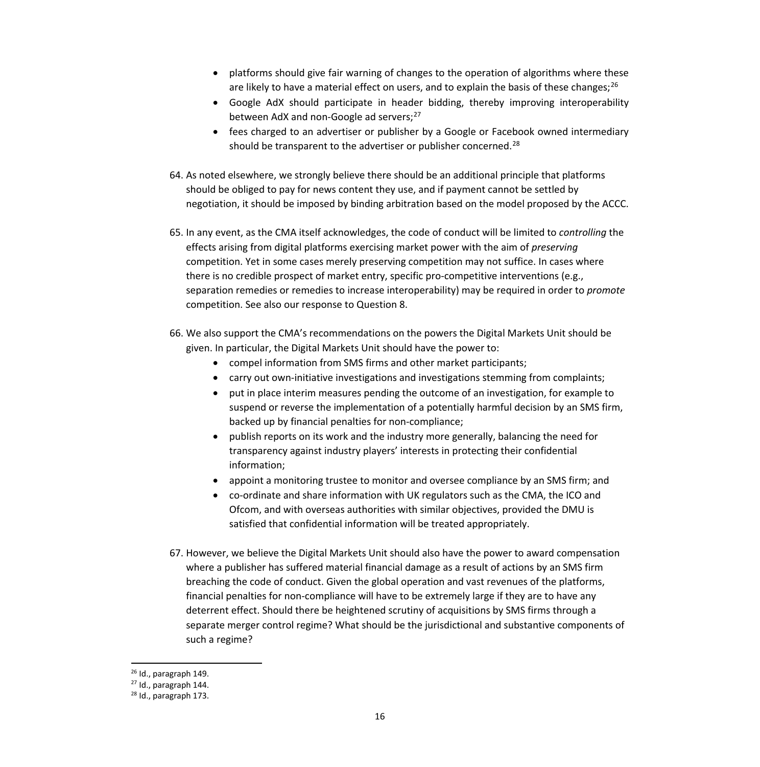- platforms should give fair warning of changes to the operation of algorithms where these are likely to have a material effect on users, and to explain the basis of these changes;[26]
- Google AdX should participate in header bidding, thereby improving interoperability between AdX and non-Google ad servers;[27]
- fees charged to an advertiser or publisher by a Google or Facebook owned intermediary should be transparent to the advertiser or publisher concerned.[28]

64. As noted elsewhere, we strongly believe there should be an additional principle that platforms should be obliged to pay for news content they use, and if payment cannot be settled by negotiation, it should be imposed by binding arbitration based on the model proposed by the ACCC.

65. In any event, as the CMA itself acknowledges, the code of conduct will be limited to *controlling* the effects arising from digital platforms exercising market power with the aim of *preserving* competition. Yet in some cases merely preserving competition may not suffice. In cases where there is no credible prospect of market entry, specific pro-competitive interventions (e.g., separation remedies or remedies to increase interoperability) may be required in order to *promote* competition. See also our response to Question 8.

66. We also support the CMA's recommendations on the powers the Digital Markets Unit should be given. In particular, the Digital Markets Unit should have the power to:
    - compel information from SMS firms and other market participants;
    - carry out own-initiative investigations and investigations stemming from complaints;
    - put in place interim measures pending the outcome of an investigation, for example to suspend or reverse the implementation of a potentially harmful decision by an SMS firm, backed up by financial penalties for non-compliance;
    - publish reports on its work and the industry more generally, balancing the need for transparency against industry players' interests in protecting their confidential information;
    - appoint a monitoring trustee to monitor and oversee compliance by an SMS firm; and
    - co-ordinate and share information with UK regulators such as the CMA, the ICO and Ofcom, and with overseas authorities with similar objectives, provided the DMU is satisfied that confidential information will be treated appropriately.

67. However, we believe the Digital Markets Unit should also have the power to award compensation where a publisher has suffered material financial damage as a result of actions by an SMS firm breaching the code of conduct. Given the global operation and vast revenues of the platforms, financial penalties for non-compliance will have to be extremely large if they are to have any deterrent effect. Should there be heightened scrutiny of acquisitions by SMS firms through a separate merger control regime? What should be the jurisdictional and substantive components of such a regime?

---

[26] Id., paragraph 149.

[27] Id., paragraph 144.

[28] Id., paragraph 173.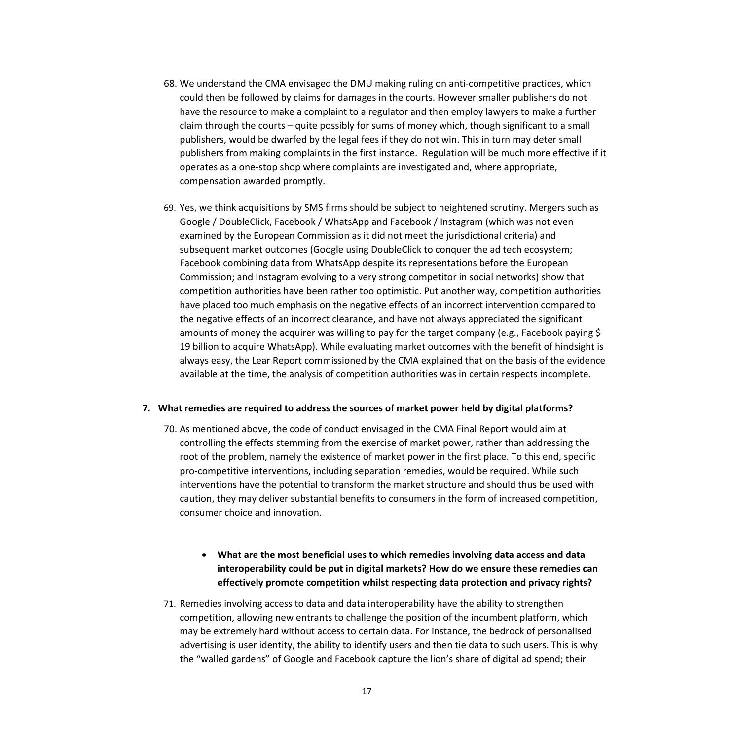68. We understand the CMA envisaged the DMU making ruling on anti-competitive practices, which could then be followed by claims for damages in the courts. However smaller publishers do not have the resource to make a complaint to a regulator and then employ lawyers to make a further claim through the courts – quite possibly for sums of money which, though significant to a small publishers, would be dwarfed by the legal fees if they do not win. This in turn may deter small publishers from making complaints in the first instance. Regulation will be much more effective if it operates as a one-stop shop where complaints are investigated and, where appropriate, compensation awarded promptly.

69. Yes, we think acquisitions by SMS firms should be subject to heightened scrutiny. Mergers such as Google / DoubleClick, Facebook / WhatsApp and Facebook / Instagram (which was not even examined by the European Commission as it did not meet the jurisdictional criteria) and subsequent market outcomes (Google using DoubleClick to conquer the ad tech ecosystem; Facebook combining data from WhatsApp despite its representations before the European Commission; and Instagram evolving to a very strong competitor in social networks) show that competition authorities have been rather too optimistic. Put another way, competition authorities have placed too much emphasis on the negative effects of an incorrect intervention compared to the negative effects of an incorrect clearance, and have not always appreciated the significant amounts of money the acquirer was willing to pay for the target company (e.g., Facebook paying $ 19 billion to acquire WhatsApp). While evaluating market outcomes with the benefit of hindsight is always easy, the Lear Report commissioned by the CMA explained that on the basis of the evidence available at the time, the analysis of competition authorities was in certain respects incomplete.

**7. What remedies are required to address the sources of market power held by digital platforms?**

70. As mentioned above, the code of conduct envisaged in the CMA Final Report would aim at controlling the effects stemming from the exercise of market power, rather than addressing the root of the problem, namely the existence of market power in the first place. To this end, specific pro-competitive interventions, including separation remedies, would be required. While such interventions have the potential to transform the market structure and should thus be used with caution, they may deliver substantial benefits to consumers in the form of increased competition, consumer choice and innovation.

- **What are the most beneficial uses to which remedies involving data access and data interoperability could be put in digital markets? How do we ensure these remedies can effectively promote competition whilst respecting data protection and privacy rights?**

71. Remedies involving access to data and data interoperability have the ability to strengthen competition, allowing new entrants to challenge the position of the incumbent platform, which may be extremely hard without access to certain data. For instance, the bedrock of personalised advertising is user identity, the ability to identify users and then tie data to such users. This is why the "walled gardens" of Google and Facebook capture the lion's share of digital ad spend; their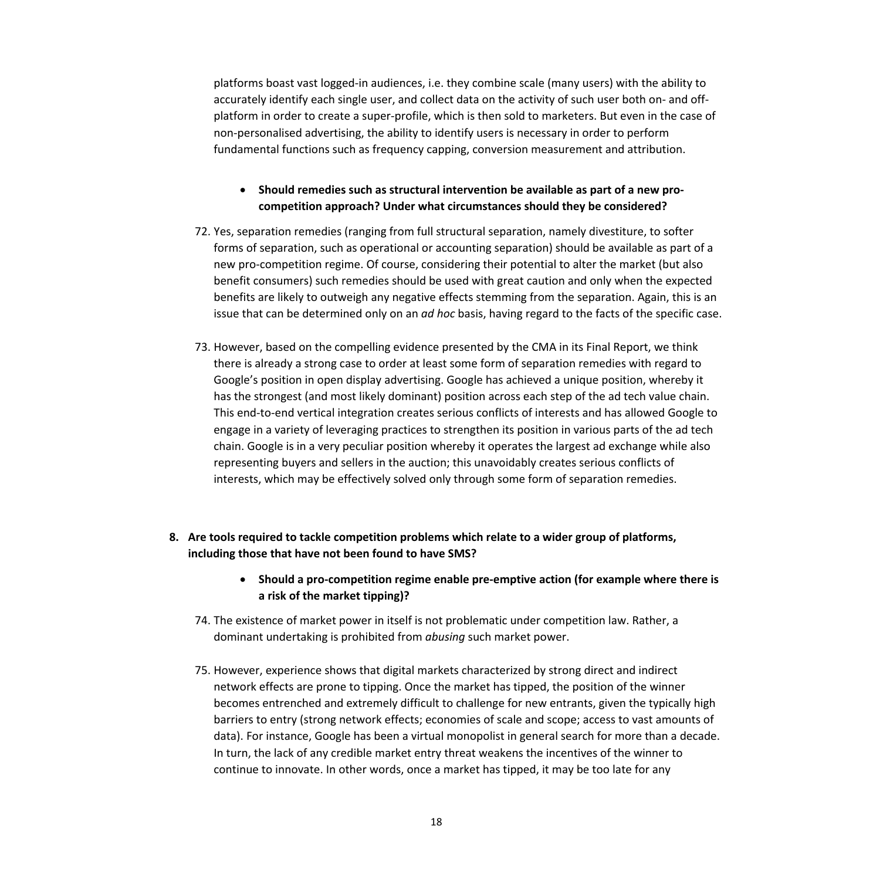platforms boast vast logged-in audiences, i.e. they combine scale (many users) with the ability to accurately identify each single user, and collect data on the activity of such user both on- and off-platform in order to create a super-profile, which is then sold to marketers. But even in the case of non-personalised advertising, the ability to identify users is necessary in order to perform fundamental functions such as frequency capping, conversion measurement and attribution.

- **Should remedies such as structural intervention be available as part of a new pro-competition approach? Under what circumstances should they be considered?**

72. Yes, separation remedies (ranging from full structural separation, namely divestiture, to softer forms of separation, such as operational or accounting separation) should be available as part of a new pro-competition regime. Of course, considering their potential to alter the market (but also benefit consumers) such remedies should be used with great caution and only when the expected benefits are likely to outweigh any negative effects stemming from the separation. Again, this is an issue that can be determined only on an *ad hoc* basis, having regard to the facts of the specific case.

73. However, based on the compelling evidence presented by the CMA in its Final Report, we think there is already a strong case to order at least some form of separation remedies with regard to Google's position in open display advertising. Google has achieved a unique position, whereby it has the strongest (and most likely dominant) position across each step of the ad tech value chain. This end-to-end vertical integration creates serious conflicts of interests and has allowed Google to engage in a variety of leveraging practices to strengthen its position in various parts of the ad tech chain. Google is in a very peculiar position whereby it operates the largest ad exchange while also representing buyers and sellers in the auction; this unavoidably creates serious conflicts of interests, which may be effectively solved only through some form of separation remedies.

**8. Are tools required to tackle competition problems which relate to a wider group of platforms, including those that have not been found to have SMS?**

- **Should a pro-competition regime enable pre-emptive action (for example where there is a risk of the market tipping)?**

74. The existence of market power in itself is not problematic under competition law. Rather, a dominant undertaking is prohibited from *abusing* such market power.

75. However, experience shows that digital markets characterized by strong direct and indirect network effects are prone to tipping. Once the market has tipped, the position of the winner becomes entrenched and extremely difficult to challenge for new entrants, given the typically high barriers to entry (strong network effects; economies of scale and scope; access to vast amounts of data). For instance, Google has been a virtual monopolist in general search for more than a decade. In turn, the lack of any credible market entry threat weakens the incentives of the winner to continue to innovate. In other words, once a market has tipped, it may be too late for any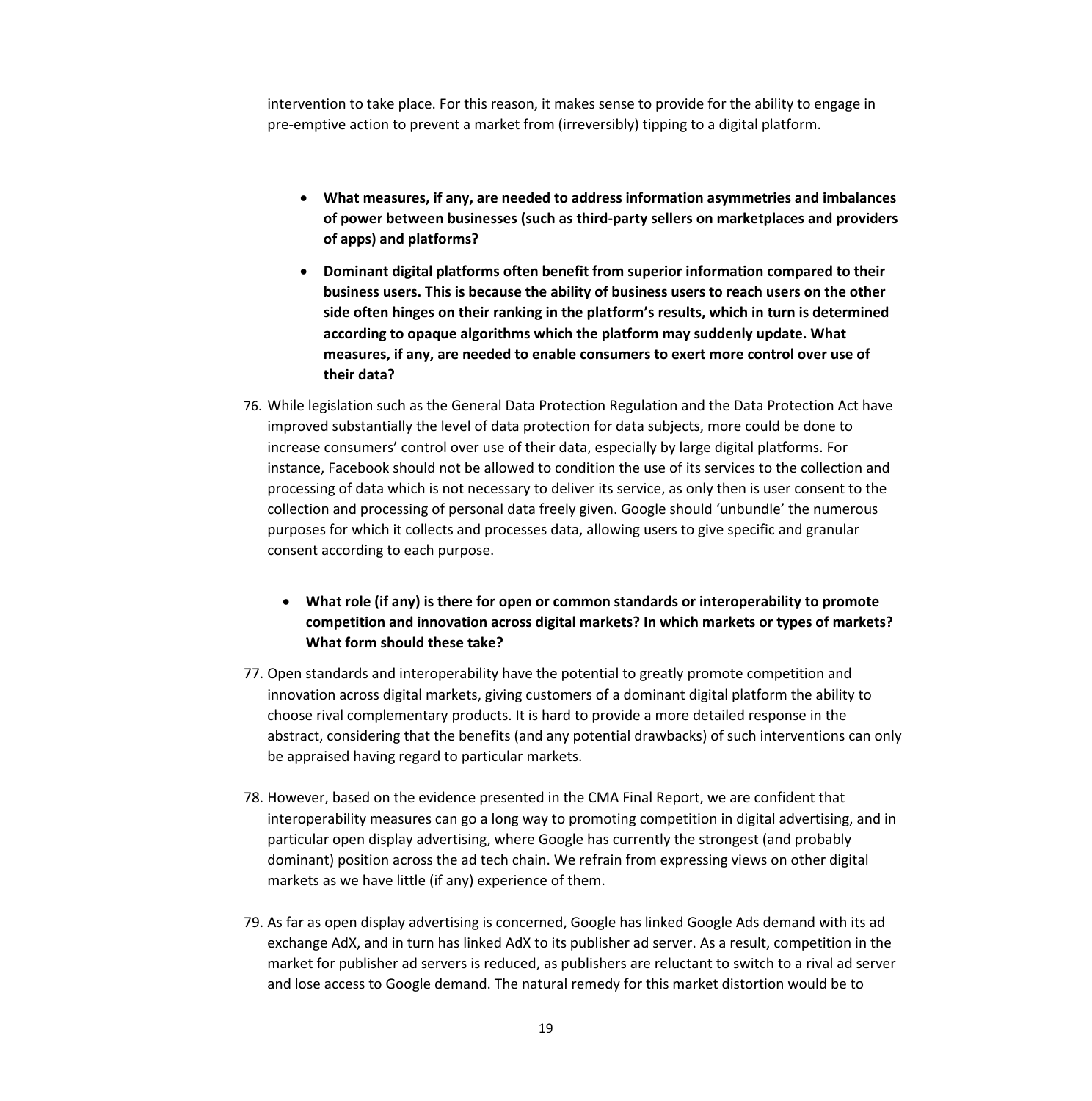intervention to take place. For this reason, it makes sense to provide for the ability to engage in pre-emptive action to prevent a market from (irreversibly) tipping to a digital platform.

- **What measures, if any, are needed to address information asymmetries and imbalances of power between businesses (such as third-party sellers on marketplaces and providers of apps) and platforms?**
- **Dominant digital platforms often benefit from superior information compared to their business users. This is because the ability of business users to reach users on the other side often hinges on their ranking in the platform's results, which in turn is determined according to opaque algorithms which the platform may suddenly update. What measures, if any, are needed to enable consumers to exert more control over use of their data?**

76. While legislation such as the General Data Protection Regulation and the Data Protection Act have improved substantially the level of data protection for data subjects, more could be done to increase consumers' control over use of their data, especially by large digital platforms. For instance, Facebook should not be allowed to condition the use of its services to the collection and processing of data which is not necessary to deliver its service, as only then is user consent to the collection and processing of personal data freely given. Google should 'unbundle' the numerous purposes for which it collects and processes data, allowing users to give specific and granular consent according to each purpose.

- **What role (if any) is there for open or common standards or interoperability to promote competition and innovation across digital markets? In which markets or types of markets? What form should these take?**

77. Open standards and interoperability have the potential to greatly promote competition and innovation across digital markets, giving customers of a dominant digital platform the ability to choose rival complementary products. It is hard to provide a more detailed response in the abstract, considering that the benefits (and any potential drawbacks) of such interventions can only be appraised having regard to particular markets.

78. However, based on the evidence presented in the CMA Final Report, we are confident that interoperability measures can go a long way to promoting competition in digital advertising, and in particular open display advertising, where Google has currently the strongest (and probably dominant) position across the ad tech chain. We refrain from expressing views on other digital markets as we have little (if any) experience of them.

79. As far as open display advertising is concerned, Google has linked Google Ads demand with its ad exchange AdX, and in turn has linked AdX to its publisher ad server. As a result, competition in the market for publisher ad servers is reduced, as publishers are reluctant to switch to a rival ad server and lose access to Google demand. The natural remedy for this market distortion would be to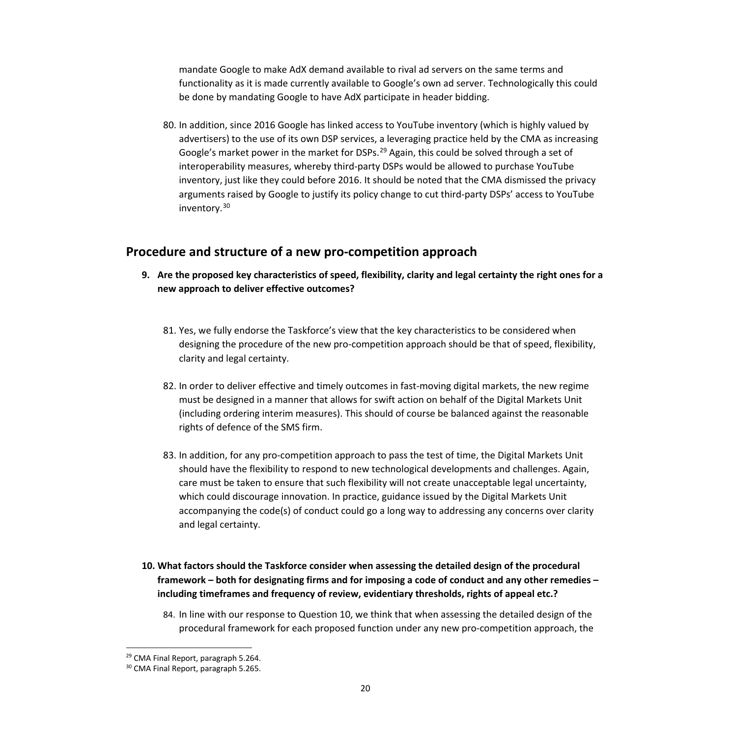mandate Google to make AdX demand available to rival ad servers on the same terms and functionality as it is made currently available to Google's own ad server. Technologically this could be done by mandating Google to have AdX participate in header bidding.

80. In addition, since 2016 Google has linked access to YouTube inventory (which is highly valued by advertisers) to the use of its own DSP services, a leveraging practice held by the CMA as increasing Google's market power in the market for DSPs.[29] Again, this could be solved through a set of interoperability measures, whereby third-party DSPs would be allowed to purchase YouTube inventory, just like they could before 2016. It should be noted that the CMA dismissed the privacy arguments raised by Google to justify its policy change to cut third-party DSPs' access to YouTube inventory.[30]

## Procedure and structure of a new pro-competition approach

**9. Are the proposed key characteristics of speed, flexibility, clarity and legal certainty the right ones for a new approach to deliver effective outcomes?**

81. Yes, we fully endorse the Taskforce's view that the key characteristics to be considered when designing the procedure of the new pro-competition approach should be that of speed, flexibility, clarity and legal certainty.

82. In order to deliver effective and timely outcomes in fast-moving digital markets, the new regime must be designed in a manner that allows for swift action on behalf of the Digital Markets Unit (including ordering interim measures). This should of course be balanced against the reasonable rights of defence of the SMS firm.

83. In addition, for any pro-competition approach to pass the test of time, the Digital Markets Unit should have the flexibility to respond to new technological developments and challenges. Again, care must be taken to ensure that such flexibility will not create unacceptable legal uncertainty, which could discourage innovation. In practice, guidance issued by the Digital Markets Unit accompanying the code(s) of conduct could go a long way to addressing any concerns over clarity and legal certainty.

**10. What factors should the Taskforce consider when assessing the detailed design of the procedural framework – both for designating firms and for imposing a code of conduct and any other remedies – including timeframes and frequency of review, evidentiary thresholds, rights of appeal etc.?**

84. In line with our response to Question 10, we think that when assessing the detailed design of the procedural framework for each proposed function under any new pro-competition approach, the

[29] CMA Final Report, paragraph 5.264.

[30] CMA Final Report, paragraph 5.265.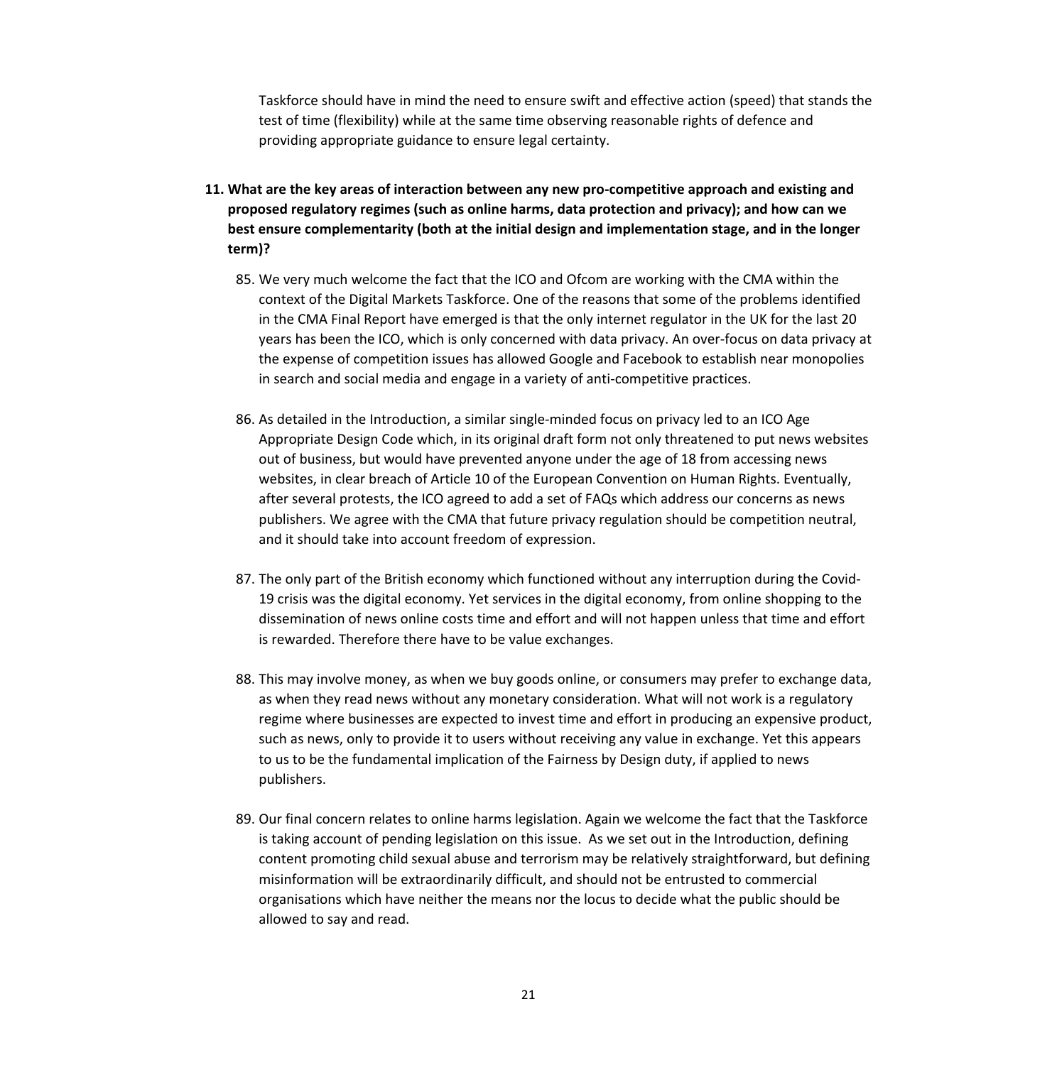Taskforce should have in mind the need to ensure swift and effective action (speed) that stands the test of time (flexibility) while at the same time observing reasonable rights of defence and providing appropriate guidance to ensure legal certainty.

**11. What are the key areas of interaction between any new pro-competitive approach and existing and proposed regulatory regimes (such as online harms, data protection and privacy); and how can we best ensure complementarity (both at the initial design and implementation stage, and in the longer term)?**

85. We very much welcome the fact that the ICO and Ofcom are working with the CMA within the context of the Digital Markets Taskforce. One of the reasons that some of the problems identified in the CMA Final Report have emerged is that the only internet regulator in the UK for the last 20 years has been the ICO, which is only concerned with data privacy. An over-focus on data privacy at the expense of competition issues has allowed Google and Facebook to establish near monopolies in search and social media and engage in a variety of anti-competitive practices.

86. As detailed in the Introduction, a similar single-minded focus on privacy led to an ICO Age Appropriate Design Code which, in its original draft form not only threatened to put news websites out of business, but would have prevented anyone under the age of 18 from accessing news websites, in clear breach of Article 10 of the European Convention on Human Rights. Eventually, after several protests, the ICO agreed to add a set of FAQs which address our concerns as news publishers. We agree with the CMA that future privacy regulation should be competition neutral, and it should take into account freedom of expression.

87. The only part of the British economy which functioned without any interruption during the Covid-19 crisis was the digital economy. Yet services in the digital economy, from online shopping to the dissemination of news online costs time and effort and will not happen unless that time and effort is rewarded. Therefore there have to be value exchanges.

88. This may involve money, as when we buy goods online, or consumers may prefer to exchange data, as when they read news without any monetary consideration. What will not work is a regulatory regime where businesses are expected to invest time and effort in producing an expensive product, such as news, only to provide it to users without receiving any value in exchange. Yet this appears to us to be the fundamental implication of the Fairness by Design duty, if applied to news publishers.

89. Our final concern relates to online harms legislation. Again we welcome the fact that the Taskforce is taking account of pending legislation on this issue. As we set out in the Introduction, defining content promoting child sexual abuse and terrorism may be relatively straightforward, but defining misinformation will be extraordinarily difficult, and should not be entrusted to commercial organisations which have neither the means nor the locus to decide what the public should be allowed to say and read.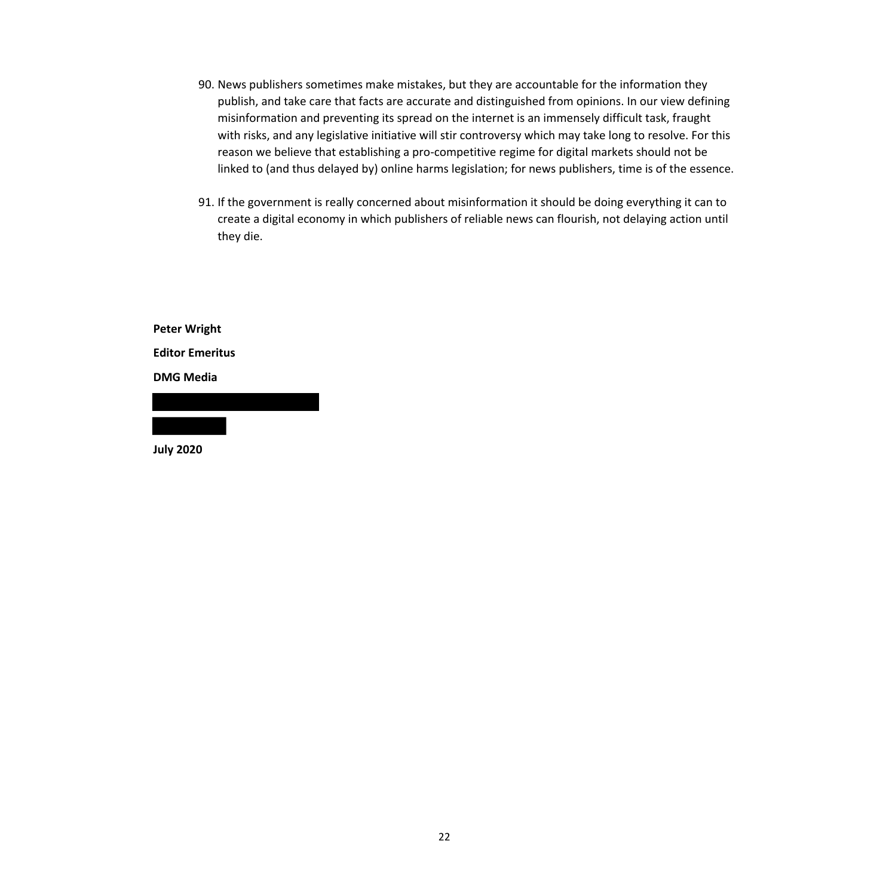90. News publishers sometimes make mistakes, but they are accountable for the information they publish, and take care that facts are accurate and distinguished from opinions. In our view defining misinformation and preventing its spread on the internet is an immensely difficult task, fraught with risks, and any legislative initiative will stir controversy which may take long to resolve. For this reason we believe that establishing a pro-competitive regime for digital markets should not be linked to (and thus delayed by) online harms legislation; for news publishers, time is of the essence.

91. If the government is really concerned about misinformation it should be doing everything it can to create a digital economy in which publishers of reliable news can flourish, not delaying action until they die.

**Peter Wright**

**Editor Emeritus**

**DMG Media**

**July 2020**